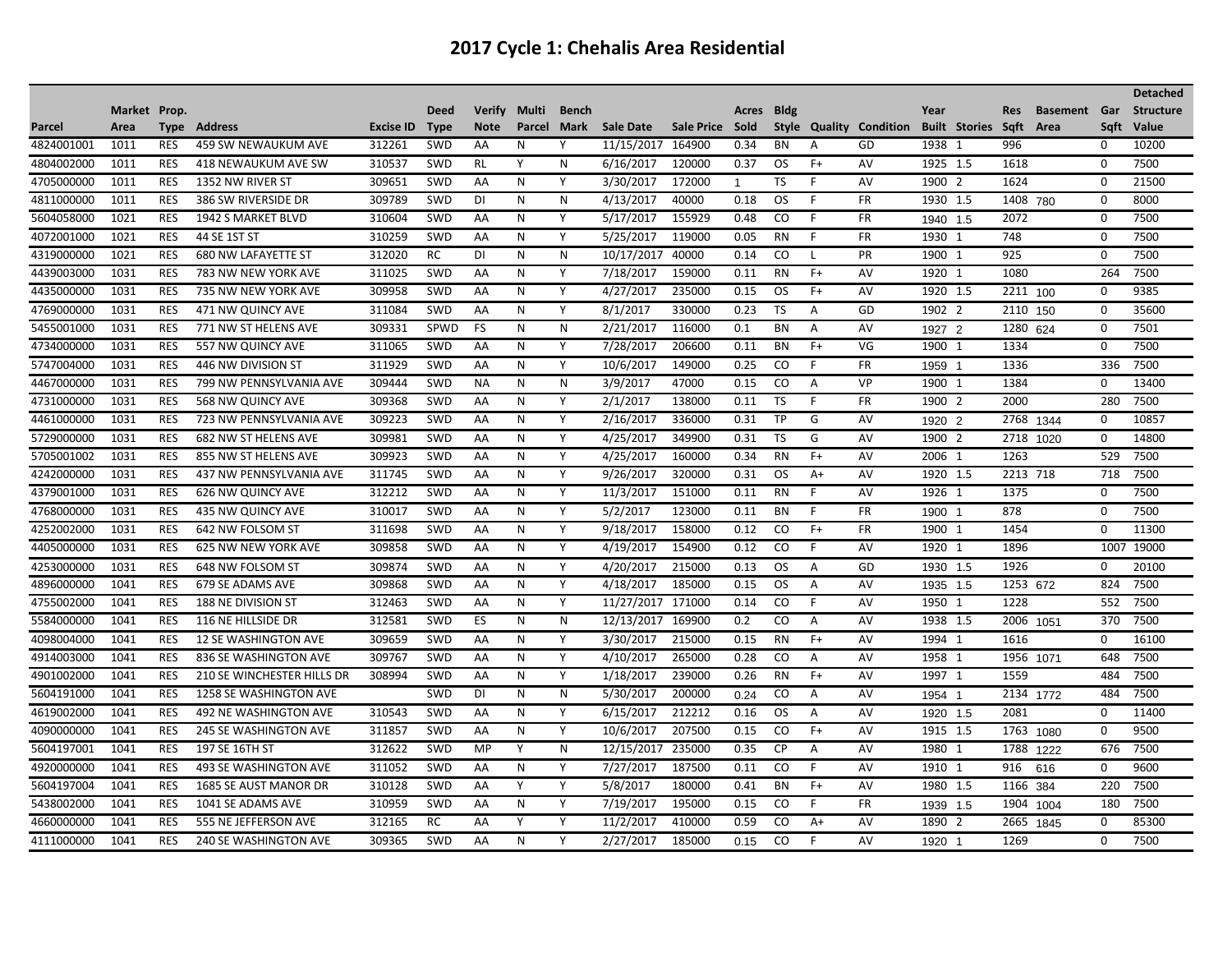# 2017 Cycle 1: Chehalis Area Residential

| Parcel | Market Area | Prop. Type | Address | Excise ID | Deed Type | Verify Note | Multi Parcel | Bench Mark | Sale Date | Sale Price | Acres Sold | Bldg Style | Quality | Condition | Year Built | Stories | Res Sqft | Basement Area | Gar Sqft | Detached Structure Value |
|---|---|---|---|---|---|---|---|---|---|---|---|---|---|---|---|---|---|---|---|---|
| 4824001001 | 1011 | RES | 459 SW NEWAUKUM AVE | 312261 | SWD | AA | N | Y | 11/15/2017 | 164900 | 0.34 | BN | A | GD | 1938 | 1 | 996 | | 0 | 10200 |
| 4804002000 | 1011 | RES | 418 NEWAUKUM AVE SW | 310537 | SWD | RL | Y | N | 6/16/2017 | 120000 | 0.37 | OS | F+ | AV | 1925 | 1.5 | 1618 | | 0 | 7500 |
| 4705000000 | 1011 | RES | 1352 NW RIVER ST | 309651 | SWD | AA | N | Y | 3/30/2017 | 172000 | 1 | TS | F | AV | 1900 | 2 | 1624 | | 0 | 21500 |
| 4811000000 | 1011 | RES | 386 SW RIVERSIDE DR | 309789 | SWD | DI | N | N | 4/13/2017 | 40000 | 0.18 | OS | F | FR | 1930 | 1.5 | 1408 | 780 | 0 | 8000 |
| 5604058000 | 1021 | RES | 1942 S MARKET BLVD | 310604 | SWD | AA | N | Y | 5/17/2017 | 155929 | 0.48 | CO | F | FR | 1940 | 1.5 | 2072 | | 0 | 7500 |
| 4072001000 | 1021 | RES | 44 SE 1ST ST | 310259 | SWD | AA | N | Y | 5/25/2017 | 119000 | 0.05 | RN | F | FR | 1930 | 1 | 748 | | 0 | 7500 |
| 4319000000 | 1021 | RES | 680 NW LAFAYETTE ST | 312020 | RC | DI | N | N | 10/17/2017 | 40000 | 0.14 | CO | L | PR | 1900 | 1 | 925 | | 0 | 7500 |
| 4439003000 | 1031 | RES | 783 NW NEW YORK AVE | 311025 | SWD | AA | N | Y | 7/18/2017 | 159000 | 0.11 | RN | F+ | AV | 1920 | 1 | 1080 | | 264 | 7500 |
| 4435000000 | 1031 | RES | 735 NW NEW YORK AVE | 309958 | SWD | AA | N | Y | 4/27/2017 | 235000 | 0.15 | OS | F+ | AV | 1920 | 1.5 | 2211 | 100 | 0 | 9385 |
| 4769000000 | 1031 | RES | 471 NW QUINCY AVE | 311084 | SWD | AA | N | Y | 8/1/2017 | 330000 | 0.23 | TS | A | GD | 1902 | 2 | 2110 | 150 | 0 | 35600 |
| 5455001000 | 1031 | RES | 771 NW ST HELENS AVE | 309331 | SPWD | FS | N | N | 2/21/2017 | 116000 | 0.1 | BN | A | AV | 1927 | 2 | 1280 | 624 | 0 | 7501 |
| 4734000000 | 1031 | RES | 557 NW QUINCY AVE | 311065 | SWD | AA | N | Y | 7/28/2017 | 206600 | 0.11 | BN | F+ | VG | 1900 | 1 | 1334 | | 0 | 7500 |
| 5747004000 | 1031 | RES | 446 NW DIVISION ST | 311929 | SWD | AA | N | Y | 10/6/2017 | 149000 | 0.25 | CO | F | FR | 1959 | 1 | 1336 | | 336 | 7500 |
| 4467000000 | 1031 | RES | 799 NW PENNSYLVANIA AVE | 309444 | SWD | NA | N | N | 3/9/2017 | 47000 | 0.15 | CO | A | VP | 1900 | 1 | 1384 | | 0 | 13400 |
| 4731000000 | 1031 | RES | 568 NW QUINCY AVE | 309368 | SWD | AA | N | Y | 2/1/2017 | 138000 | 0.11 | TS | F | FR | 1900 | 2 | 2000 | | 280 | 7500 |
| 4461000000 | 1031 | RES | 723 NW PENNSYLVANIA AVE | 309223 | SWD | AA | N | Y | 2/16/2017 | 336000 | 0.31 | TP | G | AV | 1920 | 2 | 2768 | 1344 | 0 | 10857 |
| 5729000000 | 1031 | RES | 682 NW ST HELENS AVE | 309981 | SWD | AA | N | Y | 4/25/2017 | 349900 | 0.31 | TS | G | AV | 1900 | 2 | 2718 | 1020 | 0 | 14800 |
| 5705001002 | 1031 | RES | 855 NW ST HELENS AVE | 309923 | SWD | AA | N | Y | 4/25/2017 | 160000 | 0.34 | RN | F+ | AV | 2006 | 1 | 1263 | | 529 | 7500 |
| 4242000000 | 1031 | RES | 437 NW PENNSYLVANIA AVE | 311745 | SWD | AA | N | Y | 9/26/2017 | 320000 | 0.31 | OS | A+ | AV | 1920 | 1.5 | 2213 | 718 | 718 | 7500 |
| 4379001000 | 1031 | RES | 626 NW QUINCY AVE | 312212 | SWD | AA | N | Y | 11/3/2017 | 151000 | 0.11 | RN | F | AV | 1926 | 1 | 1375 | | 0 | 7500 |
| 4768000000 | 1031 | RES | 435 NW QUINCY AVE | 310017 | SWD | AA | N | Y | 5/2/2017 | 123000 | 0.11 | BN | F | FR | 1900 | 1 | 878 | | 0 | 7500 |
| 4252002000 | 1031 | RES | 642 NW FOLSOM ST | 311698 | SWD | AA | N | Y | 9/18/2017 | 158000 | 0.12 | CO | F+ | FR | 1900 | 1 | 1454 | | 0 | 11300 |
| 4405000000 | 1031 | RES | 625 NW NEW YORK AVE | 309858 | SWD | AA | N | Y | 4/19/2017 | 154900 | 0.12 | CO | F | AV | 1920 | 1 | 1896 | | 1007 | 19000 |
| 4253000000 | 1031 | RES | 648 NW FOLSOM ST | 309874 | SWD | AA | N | Y | 4/20/2017 | 215000 | 0.13 | OS | A | GD | 1930 | 1.5 | 1926 | | 0 | 20100 |
| 4896000000 | 1041 | RES | 679 SE ADAMS AVE | 309868 | SWD | AA | N | Y | 4/18/2017 | 185000 | 0.15 | OS | A | AV | 1935 | 1.5 | 1253 | 672 | 824 | 7500 |
| 4755002000 | 1041 | RES | 188 NE DIVISION ST | 312463 | SWD | AA | N | Y | 11/27/2017 | 171000 | 0.14 | CO | F | AV | 1950 | 1 | 1228 | | 552 | 7500 |
| 5584000000 | 1041 | RES | 116 NE HILLSIDE DR | 312581 | SWD | ES | N | N | 12/13/2017 | 169900 | 0.2 | CO | A | AV | 1938 | 1.5 | 2006 | 1051 | 370 | 7500 |
| 4098004000 | 1041 | RES | 12 SE WASHINGTON AVE | 309659 | SWD | AA | N | Y | 3/30/2017 | 215000 | 0.15 | RN | F+ | AV | 1994 | 1 | 1616 | | 0 | 16100 |
| 4914003000 | 1041 | RES | 836 SE WASHINGTON AVE | 309767 | SWD | AA | N | Y | 4/10/2017 | 265000 | 0.28 | CO | A | AV | 1958 | 1 | 1956 | 1071 | 648 | 7500 |
| 4901002000 | 1041 | RES | 210 SE WINCHESTER HILLS DR | 308994 | SWD | AA | N | Y | 1/18/2017 | 239000 | 0.26 | RN | F+ | AV | 1997 | 1 | 1559 | | 484 | 7500 |
| 5604191000 | 1041 | RES | 1258 SE WASHINGTON AVE | | SWD | DI | N | N | 5/30/2017 | 200000 | 0.24 | CO | A | AV | 1954 | 1 | 2134 | 1772 | 484 | 7500 |
| 4619002000 | 1041 | RES | 492 NE WASHINGTON AVE | 310543 | SWD | AA | N | Y | 6/15/2017 | 212212 | 0.16 | OS | A | AV | 1920 | 1.5 | 2081 | | 0 | 11400 |
| 4090000000 | 1041 | RES | 245 SE WASHINGTON AVE | 311857 | SWD | AA | N | Y | 10/6/2017 | 207500 | 0.15 | CO | F+ | AV | 1915 | 1.5 | 1763 | 1080 | 0 | 9500 |
| 5604197001 | 1041 | RES | 197 SE 16TH ST | 312622 | SWD | MP | Y | N | 12/15/2017 | 235000 | 0.35 | CP | A | AV | 1980 | 1 | 1788 | 1222 | 676 | 7500 |
| 4920000000 | 1041 | RES | 493 SE WASHINGTON AVE | 311052 | SWD | AA | N | Y | 7/27/2017 | 187500 | 0.11 | CO | F | AV | 1910 | 1 | 916 | 616 | 0 | 9600 |
| 5604197004 | 1041 | RES | 1685 SE AUST MANOR DR | 310128 | SWD | AA | Y | Y | 5/8/2017 | 180000 | 0.41 | BN | F+ | AV | 1980 | 1.5 | 1166 | 384 | 220 | 7500 |
| 5438002000 | 1041 | RES | 1041 SE ADAMS AVE | 310959 | SWD | AA | N | Y | 7/19/2017 | 195000 | 0.15 | CO | F | FR | 1939 | 1.5 | 1904 | 1004 | 180 | 7500 |
| 4660000000 | 1041 | RES | 555 NE JEFFERSON AVE | 312165 | RC | AA | Y | Y | 11/2/2017 | 410000 | 0.59 | CO | A+ | AV | 1890 | 2 | 2665 | 1845 | 0 | 85300 |
| 4111000000 | 1041 | RES | 240 SE WASHINGTON AVE | 309365 | SWD | AA | N | Y | 2/27/2017 | 185000 | 0.15 | CO | F | AV | 1920 | 1 | 1269 | | 0 | 7500 |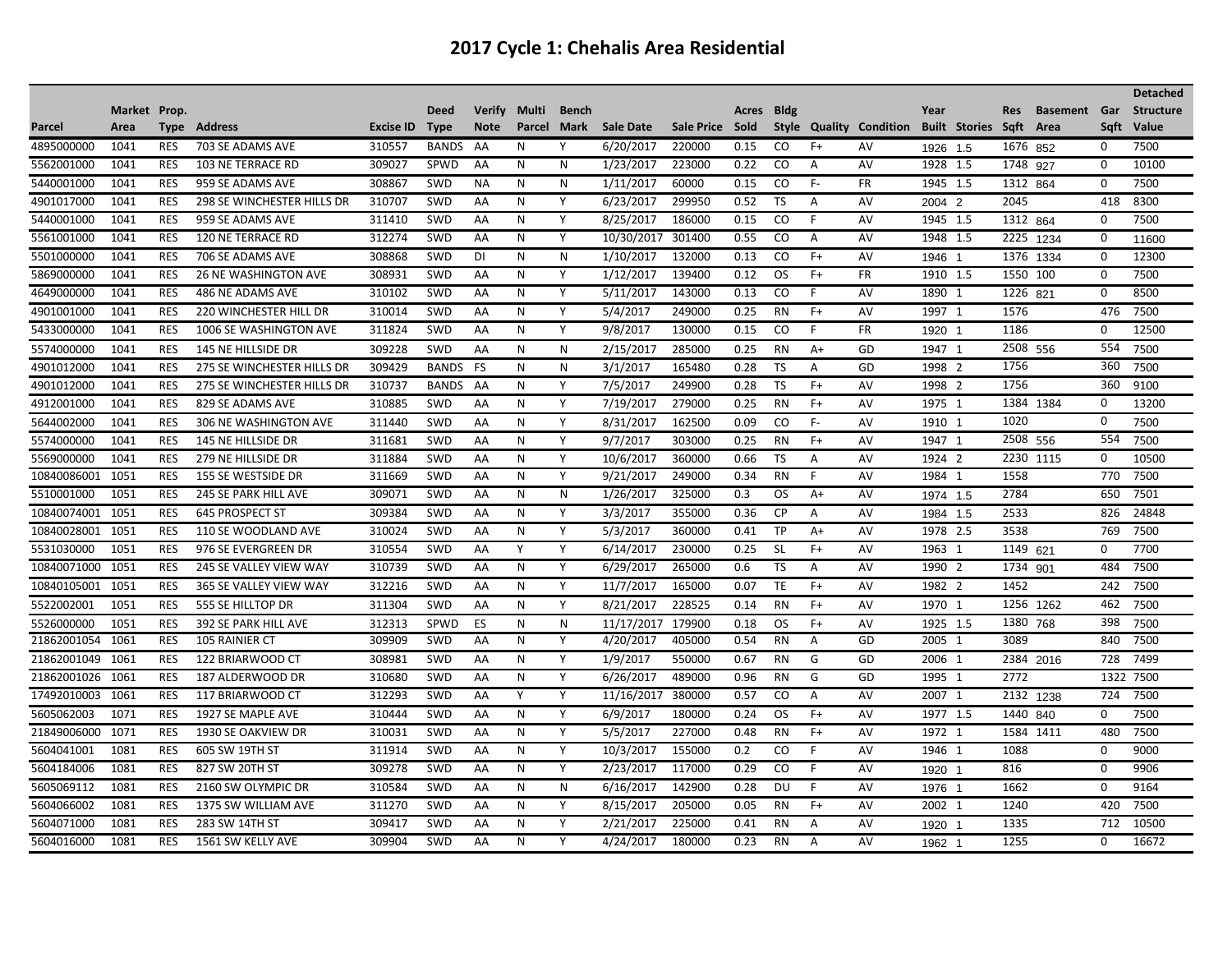# 2017 Cycle 1: Chehalis Area Residential

| Parcel | Market Area | Prop. Type | Address | Excise ID | Deed Type | Verify Note | Multi Parcel | Bench Mark | Sale Date | Sale Price | Acres Sold | Bldg Style | Quality | Condition | Year Built | Stories | Res Sqft | Basement Area | Gar Sqft | Detached Structure Value |
|---|---|---|---|---|---|---|---|---|---|---|---|---|---|---|---|---|---|---|---|---|
| 4895000000 | 1041 | RES | 703 SE ADAMS AVE | 310557 | BANDS | AA | N | Y | 6/20/2017 | 220000 | 0.15 | CO | F+ | AV | 1926 | 1.5 | 1676 | 852 | 0 | 7500 |
| 5562001000 | 1041 | RES | 103 NE TERRACE RD | 309027 | SPWD | AA | N | N | 1/23/2017 | 223000 | 0.22 | CO | A | AV | 1928 | 1.5 | 1748 | 927 | 0 | 10100 |
| 5440001000 | 1041 | RES | 959 SE ADAMS AVE | 308867 | SWD | NA | N | N | 1/11/2017 | 60000 | 0.15 | CO | F- | FR | 1945 | 1.5 | 1312 | 864 | 0 | 7500 |
| 4901017000 | 1041 | RES | 298 SE WINCHESTER HILLS DR | 310707 | SWD | AA | N | Y | 6/23/2017 | 299950 | 0.52 | TS | A | AV | 2004 | 2 | 2045 | | 418 | 8300 |
| 5440001000 | 1041 | RES | 959 SE ADAMS AVE | 311410 | SWD | AA | N | Y | 8/25/2017 | 186000 | 0.15 | CO | F | AV | 1945 | 1.5 | 1312 | 864 | 0 | 7500 |
| 5561001000 | 1041 | RES | 120 NE TERRACE RD | 312274 | SWD | AA | N | Y | 10/30/2017 | 301400 | 0.55 | CO | A | AV | 1948 | 1.5 | 2225 | 1234 | 0 | 11600 |
| 5501000000 | 1041 | RES | 706 SE ADAMS AVE | 308868 | SWD | DI | N | N | 1/10/2017 | 132000 | 0.13 | CO | F+ | AV | 1946 | 1 | 1376 | 1334 | 0 | 12300 |
| 5869000000 | 1041 | RES | 26 NE WASHINGTON AVE | 308931 | SWD | AA | N | Y | 1/12/2017 | 139400 | 0.12 | OS | F+ | FR | 1910 | 1.5 | 1550 | 100 | 0 | 7500 |
| 4649000000 | 1041 | RES | 486 NE ADAMS AVE | 310102 | SWD | AA | N | Y | 5/11/2017 | 143000 | 0.13 | CO | F | AV | 1890 | 1 | 1226 | 821 | 0 | 8500 |
| 4901001000 | 1041 | RES | 220 WINCHESTER HILL DR | 310014 | SWD | AA | N | Y | 5/4/2017 | 249000 | 0.25 | RN | F+ | AV | 1997 | 1 | 1576 | | 476 | 7500 |
| 5433000000 | 1041 | RES | 1006 SE WASHINGTON AVE | 311824 | SWD | AA | N | Y | 9/8/2017 | 130000 | 0.15 | CO | F | FR | 1920 | 1 | 1186 | | 0 | 12500 |
| 5574000000 | 1041 | RES | 145 NE HILLSIDE DR | 309228 | SWD | AA | N | N | 2/15/2017 | 285000 | 0.25 | RN | A+ | GD | 1947 | 1 | 2508 | 556 | 554 | 7500 |
| 4901012000 | 1041 | RES | 275 SE WINCHESTER HILLS DR | 309429 | BANDS | FS | N | N | 3/1/2017 | 165480 | 0.28 | TS | A | GD | 1998 | 2 | 1756 | | 360 | 7500 |
| 4901012000 | 1041 | RES | 275 SE WINCHESTER HILLS DR | 310737 | BANDS | AA | N | Y | 7/5/2017 | 249900 | 0.28 | TS | F+ | AV | 1998 | 2 | 1756 | | 360 | 9100 |
| 4912001000 | 1041 | RES | 829 SE ADAMS AVE | 310885 | SWD | AA | N | Y | 7/19/2017 | 279000 | 0.25 | RN | F+ | AV | 1975 | 1 | 1384 | 1384 | 0 | 13200 |
| 5644002000 | 1041 | RES | 306 NE WASHINGTON AVE | 311440 | SWD | AA | N | Y | 8/31/2017 | 162500 | 0.09 | CO | F- | AV | 1910 | 1 | 1020 | | 0 | 7500 |
| 5574000000 | 1041 | RES | 145 NE HILLSIDE DR | 311681 | SWD | AA | N | Y | 9/7/2017 | 303000 | 0.25 | RN | F+ | AV | 1947 | 1 | 2508 | 556 | 554 | 7500 |
| 5569000000 | 1041 | RES | 279 NE HILLSIDE DR | 311884 | SWD | AA | N | Y | 10/6/2017 | 360000 | 0.66 | TS | A | AV | 1924 | 2 | 2230 | 1115 | 0 | 10500 |
| 10840086001 | 1051 | RES | 155 SE WESTSIDE DR | 311669 | SWD | AA | N | Y | 9/21/2017 | 249000 | 0.34 | RN | F | AV | 1984 | 1 | 1558 | | 770 | 7500 |
| 5510001000 | 1051 | RES | 245 SE PARK HILL AVE | 309071 | SWD | AA | N | N | 1/26/2017 | 325000 | 0.3 | OS | A+ | AV | 1974 | 1.5 | 2784 | | 650 | 7501 |
| 10840074001 | 1051 | RES | 645 PROSPECT ST | 309384 | SWD | AA | N | Y | 3/3/2017 | 355000 | 0.36 | CP | A | AV | 1984 | 1.5 | 2533 | | 826 | 24848 |
| 10840028001 | 1051 | RES | 110 SE WOODLAND AVE | 310024 | SWD | AA | N | Y | 5/3/2017 | 360000 | 0.41 | TP | A+ | AV | 1978 | 2.5 | 3538 | | 769 | 7500 |
| 5531030000 | 1051 | RES | 976 SE EVERGREEN DR | 310554 | SWD | AA | Y | Y | 6/14/2017 | 230000 | 0.25 | SL | F+ | AV | 1963 | 1 | 1149 | 621 | 0 | 7700 |
| 10840071000 | 1051 | RES | 245 SE VALLEY VIEW WAY | 310739 | SWD | AA | N | Y | 6/29/2017 | 265000 | 0.6 | TS | A | AV | 1990 | 2 | 1734 | 901 | 484 | 7500 |
| 10840105001 | 1051 | RES | 365 SE VALLEY VIEW WAY | 312216 | SWD | AA | N | Y | 11/7/2017 | 165000 | 0.07 | TE | F+ | AV | 1982 | 2 | 1452 | | 242 | 7500 |
| 5522002001 | 1051 | RES | 555 SE HILLTOP DR | 311304 | SWD | AA | N | Y | 8/21/2017 | 228525 | 0.14 | RN | F+ | AV | 1970 | 1 | 1256 | 1262 | 462 | 7500 |
| 5526000000 | 1051 | RES | 392 SE PARK HILL AVE | 312313 | SPWD | ES | N | N | 11/17/2017 | 179900 | 0.18 | OS | F+ | AV | 1925 | 1.5 | 1380 | 768 | 398 | 7500 |
| 21862001054 | 1061 | RES | 105 RAINIER CT | 309909 | SWD | AA | N | Y | 4/20/2017 | 405000 | 0.54 | RN | A | GD | 2005 | 1 | 3089 | | 840 | 7500 |
| 21862001049 | 1061 | RES | 122 BRIARWOOD CT | 308981 | SWD | AA | N | Y | 1/9/2017 | 550000 | 0.67 | RN | G | GD | 2006 | 1 | 2384 | 2016 | 728 | 7499 |
| 21862001026 | 1061 | RES | 187 ALDERWOOD DR | 310680 | SWD | AA | N | Y | 6/26/2017 | 489000 | 0.96 | RN | G | GD | 1995 | 1 | 2772 | | 1322 | 7500 |
| 17492010003 | 1061 | RES | 117 BRIARWOOD CT | 312293 | SWD | AA | Y | Y | 11/16/2017 | 380000 | 0.57 | CO | A | AV | 2007 | 1 | 2132 | 1238 | 724 | 7500 |
| 5605062003 | 1071 | RES | 1927 SE MAPLE AVE | 310444 | SWD | AA | N | Y | 6/9/2017 | 180000 | 0.24 | OS | F+ | AV | 1977 | 1.5 | 1440 | 840 | 0 | 7500 |
| 21849006000 | 1071 | RES | 1930 SE OAKVIEW DR | 310031 | SWD | AA | N | Y | 5/5/2017 | 227000 | 0.48 | RN | F+ | AV | 1972 | 1 | 1584 | 1411 | 480 | 7500 |
| 5604041001 | 1081 | RES | 605 SW 19TH ST | 311914 | SWD | AA | N | Y | 10/3/2017 | 155000 | 0.2 | CO | F | AV | 1946 | 1 | 1088 | | 0 | 9000 |
| 5604184006 | 1081 | RES | 827 SW 20TH ST | 309278 | SWD | AA | N | Y | 2/23/2017 | 117000 | 0.29 | CO | F | AV | 1920 | 1 | 816 | | 0 | 9906 |
| 5605069112 | 1081 | RES | 2160 SW OLYMPIC DR | 310584 | SWD | AA | N | N | 6/16/2017 | 142900 | 0.28 | DU | F | AV | 1976 | 1 | 1662 | | 0 | 9164 |
| 5604066002 | 1081 | RES | 1375 SW WILLIAM AVE | 311270 | SWD | AA | N | Y | 8/15/2017 | 205000 | 0.05 | RN | F+ | AV | 2002 | 1 | 1240 | | 420 | 7500 |
| 5604071000 | 1081 | RES | 283 SW 14TH ST | 309417 | SWD | AA | N | Y | 2/21/2017 | 225000 | 0.41 | RN | A | AV | 1920 | 1 | 1335 | | 712 | 10500 |
| 5604016000 | 1081 | RES | 1561 SW KELLY AVE | 309904 | SWD | AA | N | Y | 4/24/2017 | 180000 | 0.23 | RN | A | AV | 1962 | 1 | 1255 | | 0 | 16672 |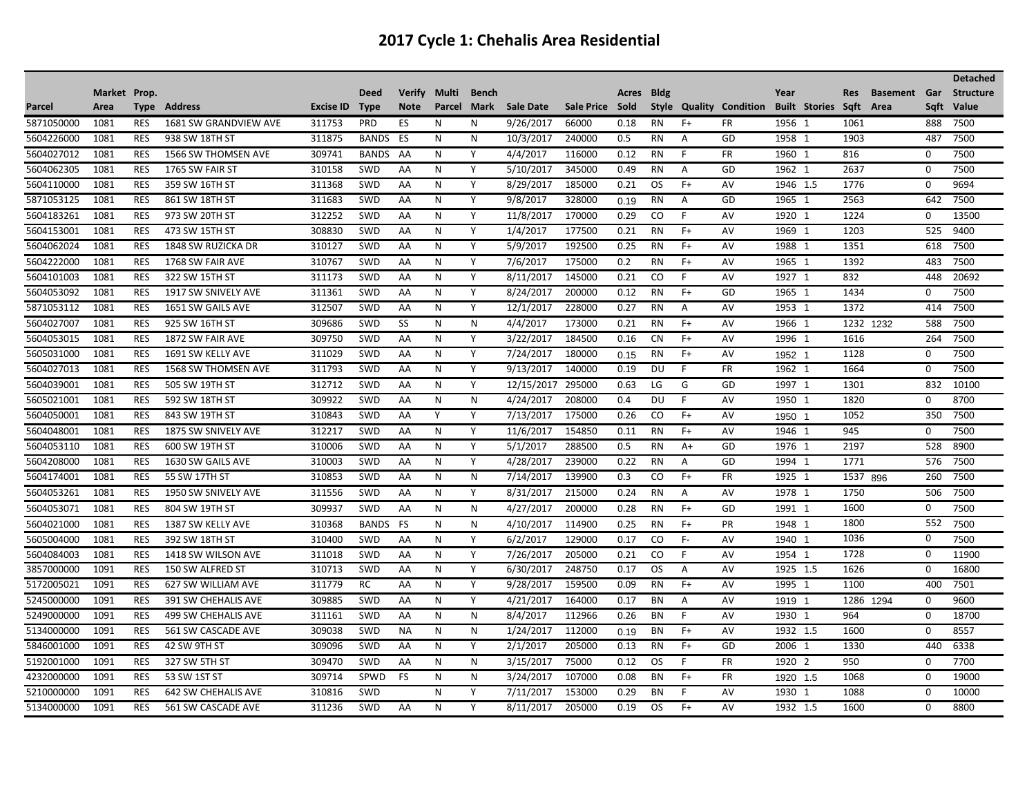# 2017 Cycle 1: Chehalis Area Residential

| Parcel | Market Area | Prop. Type | Address | Excise ID | Deed Type | Verify Note | Multi Parcel | Bench Mark | Sale Date | Sale Price | Acres Sold | Bldg Style | Quality | Condition | Year Built | Stories | Res Sqft | Basement Area | Gar Sqft | Detached Structure Value |
|---|---|---|---|---|---|---|---|---|---|---|---|---|---|---|---|---|---|---|---|---|
| 5871050000 | 1081 | RES | 1681 SW GRANDVIEW AVE | 311753 | PRD | ES | N | N | 9/26/2017 | 66000 | 0.18 | RN | F+ | FR | 1956 | 1 | 1061 | | 888 | 7500 |
| 5604226000 | 1081 | RES | 938 SW 18TH ST | 311875 | BANDS | ES | N | N | 10/3/2017 | 240000 | 0.5 | RN | A | GD | 1958 | 1 | 1903 | | 487 | 7500 |
| 5604027012 | 1081 | RES | 1566 SW THOMSEN AVE | 309741 | BANDS | AA | N | Y | 4/4/2017 | 116000 | 0.12 | RN | F | FR | 1960 | 1 | 816 | | 0 | 7500 |
| 5604062305 | 1081 | RES | 1765 SW FAIR ST | 310158 | SWD | AA | N | Y | 5/10/2017 | 345000 | 0.49 | RN | A | GD | 1962 | 1 | 2637 | | 0 | 7500 |
| 5604110000 | 1081 | RES | 359 SW 16TH ST | 311368 | SWD | AA | N | Y | 8/29/2017 | 185000 | 0.21 | OS | F+ | AV | 1946 | 1.5 | 1776 | | 0 | 9694 |
| 5871053125 | 1081 | RES | 861 SW 18TH ST | 311683 | SWD | AA | N | Y | 9/8/2017 | 328000 | 0.19 | RN | A | GD | 1965 | 1 | 2563 | | 642 | 7500 |
| 5604183261 | 1081 | RES | 973 SW 20TH ST | 312252 | SWD | AA | N | Y | 11/8/2017 | 170000 | 0.29 | CO | F | AV | 1920 | 1 | 1224 | | 0 | 13500 |
| 5604153001 | 1081 | RES | 473 SW 15TH ST | 308830 | SWD | AA | N | Y | 1/4/2017 | 177500 | 0.21 | RN | F+ | AV | 1969 | 1 | 1203 | | 525 | 9400 |
| 5604062024 | 1081 | RES | 1848 SW RUZICKA DR | 310127 | SWD | AA | N | Y | 5/9/2017 | 192500 | 0.25 | RN | F+ | AV | 1988 | 1 | 1351 | | 618 | 7500 |
| 5604222000 | 1081 | RES | 1768 SW FAIR AVE | 310767 | SWD | AA | N | Y | 7/6/2017 | 175000 | 0.2 | RN | F+ | AV | 1965 | 1 | 1392 | | 483 | 7500 |
| 5604101003 | 1081 | RES | 322 SW 15TH ST | 311173 | SWD | AA | N | Y | 8/11/2017 | 145000 | 0.21 | CO | F | AV | 1927 | 1 | 832 | | 448 | 20692 |
| 5604053092 | 1081 | RES | 1917 SW SNIVELY AVE | 311361 | SWD | AA | N | Y | 8/24/2017 | 200000 | 0.12 | RN | F+ | GD | 1965 | 1 | 1434 | | 0 | 7500 |
| 5871053112 | 1081 | RES | 1651 SW GAILS AVE | 312507 | SWD | AA | N | Y | 12/1/2017 | 228000 | 0.27 | RN | A | AV | 1953 | 1 | 1372 | | 414 | 7500 |
| 5604027007 | 1081 | RES | 925 SW 16TH ST | 309686 | SWD | SS | N | N | 4/4/2017 | 173000 | 0.21 | RN | F+ | AV | 1966 | 1 | 1232 | 1232 | 588 | 7500 |
| 5604053015 | 1081 | RES | 1872 SW FAIR AVE | 309750 | SWD | AA | N | Y | 3/22/2017 | 184500 | 0.16 | CN | F+ | AV | 1996 | 1 | 1616 | | 264 | 7500 |
| 5605031000 | 1081 | RES | 1691 SW KELLY AVE | 311029 | SWD | AA | N | Y | 7/24/2017 | 180000 | 0.15 | RN | F+ | AV | 1952 | 1 | 1128 | | 0 | 7500 |
| 5604027013 | 1081 | RES | 1568 SW THOMSEN AVE | 311793 | SWD | AA | N | Y | 9/13/2017 | 140000 | 0.19 | DU | F | FR | 1962 | 1 | 1664 | | 0 | 7500 |
| 5604039001 | 1081 | RES | 505 SW 19TH ST | 312712 | SWD | AA | N | Y | 12/15/2017 | 295000 | 0.63 | LG | G | GD | 1997 | 1 | 1301 | | 832 | 10100 |
| 5605021001 | 1081 | RES | 592 SW 18TH ST | 309922 | SWD | AA | N | N | 4/24/2017 | 208000 | 0.4 | DU | F | AV | 1950 | 1 | 1820 | | 0 | 8700 |
| 5604050001 | 1081 | RES | 843 SW 19TH ST | 310843 | SWD | AA | Y | Y | 7/13/2017 | 175000 | 0.26 | CO | F+ | AV | 1950 | 1 | 1052 | | 350 | 7500 |
| 5604048001 | 1081 | RES | 1875 SW SNIVELY AVE | 312217 | SWD | AA | N | Y | 11/6/2017 | 154850 | 0.11 | RN | F+ | AV | 1946 | 1 | 945 | | 0 | 7500 |
| 5604053110 | 1081 | RES | 600 SW 19TH ST | 310006 | SWD | AA | N | Y | 5/1/2017 | 288500 | 0.5 | RN | A+ | GD | 1976 | 1 | 2197 | | 528 | 8900 |
| 5604208000 | 1081 | RES | 1630 SW GAILS AVE | 310003 | SWD | AA | N | Y | 4/28/2017 | 239000 | 0.22 | RN | A | GD | 1994 | 1 | 1771 | | 576 | 7500 |
| 5604174001 | 1081 | RES | 55 SW 17TH ST | 310853 | SWD | AA | N | N | 7/14/2017 | 139900 | 0.3 | CO | F+ | FR | 1925 | 1 | 1537 | 896 | 260 | 7500 |
| 5604053261 | 1081 | RES | 1950 SW SNIVELY AVE | 311556 | SWD | AA | N | Y | 8/31/2017 | 215000 | 0.24 | RN | A | AV | 1978 | 1 | 1750 | | 506 | 7500 |
| 5604053071 | 1081 | RES | 804 SW 19TH ST | 309937 | SWD | AA | N | N | 4/27/2017 | 200000 | 0.28 | RN | F+ | GD | 1991 | 1 | 1600 | | 0 | 7500 |
| 5604021000 | 1081 | RES | 1387 SW KELLY AVE | 310368 | BANDS | FS | N | N | 4/10/2017 | 114900 | 0.25 | RN | F+ | PR | 1948 | 1 | 1800 | | 552 | 7500 |
| 5605004000 | 1081 | RES | 392 SW 18TH ST | 310400 | SWD | AA | N | Y | 6/2/2017 | 129000 | 0.17 | CO | F- | AV | 1940 | 1 | 1036 | | 0 | 7500 |
| 5604084003 | 1081 | RES | 1418 SW WILSON AVE | 311018 | SWD | AA | N | Y | 7/26/2017 | 205000 | 0.21 | CO | F | AV | 1954 | 1 | 1728 | | 0 | 11900 |
| 3857000000 | 1091 | RES | 150 SW ALFRED ST | 310713 | SWD | AA | N | Y | 6/30/2017 | 248750 | 0.17 | OS | A | AV | 1925 | 1.5 | 1626 | | 0 | 16800 |
| 5172005021 | 1091 | RES | 627 SW WILLIAM AVE | 311779 | RC | AA | N | Y | 9/28/2017 | 159500 | 0.09 | RN | F+ | AV | 1995 | 1 | 1100 | | 400 | 7501 |
| 5245000000 | 1091 | RES | 391 SW CHEHALIS AVE | 309885 | SWD | AA | N | Y | 4/21/2017 | 164000 | 0.17 | BN | A | AV | 1919 | 1 | 1286 | 1294 | 0 | 9600 |
| 5249000000 | 1091 | RES | 499 SW CHEHALIS AVE | 311161 | SWD | AA | N | N | 8/4/2017 | 112966 | 0.26 | BN | F | AV | 1930 | 1 | 964 | | 0 | 18700 |
| 5134000000 | 1091 | RES | 561 SW CASCADE AVE | 309038 | SWD | NA | N | N | 1/24/2017 | 112000 | 0.19 | BN | F+ | AV | 1932 | 1.5 | 1600 | | 0 | 8557 |
| 5846001000 | 1091 | RES | 42 SW 9TH ST | 309096 | SWD | AA | N | Y | 2/1/2017 | 205000 | 0.13 | RN | F+ | GD | 2006 | 1 | 1330 | | 440 | 6338 |
| 5192001000 | 1091 | RES | 327 SW 5TH ST | 309470 | SWD | AA | N | N | 3/15/2017 | 75000 | 0.12 | OS | F | FR | 1920 | 2 | 950 | | 0 | 7700 |
| 4232000000 | 1091 | RES | 53 SW 1ST ST | 309714 | SPWD | FS | N | N | 3/24/2017 | 107000 | 0.08 | BN | F+ | FR | 1920 | 1.5 | 1068 | | 0 | 19000 |
| 5210000000 | 1091 | RES | 642 SW CHEHALIS AVE | 310816 | SWD | | N | Y | 7/11/2017 | 153000 | 0.29 | BN | F | AV | 1930 | 1 | 1088 | | 0 | 10000 |
| 5134000000 | 1091 | RES | 561 SW CASCADE AVE | 311236 | SWD | AA | N | Y | 8/11/2017 | 205000 | 0.19 | OS | F+ | AV | 1932 | 1.5 | 1600 | | 0 | 8800 |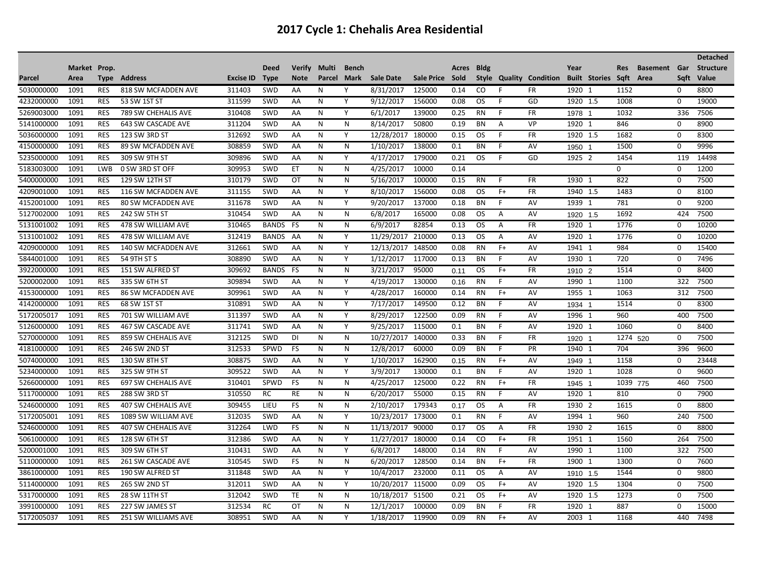# 2017 Cycle 1: Chehalis Area Residential

| Parcel | Market Area | Prop. Type | Address | Excise ID | Deed Type | Verify Note | Multi Parcel | Bench Mark | Sale Date | Sale Price | Acres Sold | Bldg Style | Quality | Condition | Year Built | Stories | Res Sqft | Basement Area | Gar Sqft | Detached Structure Value |
|---|---|---|---|---|---|---|---|---|---|---|---|---|---|---|---|---|---|---|---|---|
| 5030000000 | 1091 | RES | 818 SW MCFADDEN AVE | 311403 | SWD | AA | N | Y | 8/31/2017 | 125000 | 0.14 | CO | F | FR | 1920 | 1 | 1152 | | 0 | 8800 |
| 4232000000 | 1091 | RES | 53 SW 1ST ST | 311599 | SWD | AA | N | Y | 9/12/2017 | 156000 | 0.08 | OS | F | GD | 1920 | 1.5 | 1008 | | 0 | 19000 |
| 5269003000 | 1091 | RES | 789 SW CHEHALIS AVE | 310408 | SWD | AA | N | Y | 6/1/2017 | 139000 | 0.25 | RN | F | FR | 1978 | 1 | 1032 | | 336 | 7506 |
| 5141000000 | 1091 | RES | 643 SW CASCADE AVE | 311204 | SWD | AA | N | N | 8/14/2017 | 50800 | 0.19 | BN | A | VP | 1920 | 1 | 846 | | 0 | 8900 |
| 5036000000 | 1091 | RES | 123 SW 3RD ST | 312692 | SWD | AA | N | Y | 12/28/2017 | 180000 | 0.15 | OS | F | FR | 1920 | 1.5 | 1682 | | 0 | 8300 |
| 4150000000 | 1091 | RES | 89 SW MCFADDEN AVE | 308859 | SWD | AA | N | N | 1/10/2017 | 138000 | 0.1 | BN | F | AV | 1950 | 1 | 1500 | | 0 | 9996 |
| 5235000000 | 1091 | RES | 309 SW 9TH ST | 309896 | SWD | AA | N | Y | 4/17/2017 | 179000 | 0.21 | OS | F | GD | 1925 | 2 | 1454 | | 119 | 14498 |
| 5183003000 | 1091 | LWB | 0 SW 3RD ST OFF | 309953 | SWD | ET | N | N | 4/25/2017 | 10000 | 0.14 | | | | | | 0 | | 0 | 1200 |
| 5400000000 | 1091 | RES | 129 SW 12TH ST | 310179 | SWD | OT | N | N | 5/16/2017 | 100000 | 0.15 | RN | F | FR | 1930 | 1 | 822 | | 0 | 7500 |
| 4209001000 | 1091 | RES | 116 SW MCFADDEN AVE | 311155 | SWD | AA | N | Y | 8/10/2017 | 156000 | 0.08 | OS | F+ | FR | 1940 | 1.5 | 1483 | | 0 | 8100 |
| 4152001000 | 1091 | RES | 80 SW MCFADDEN AVE | 311678 | SWD | AA | N | Y | 9/20/2017 | 137000 | 0.18 | BN | F | AV | 1939 | 1 | 781 | | 0 | 9200 |
| 5127002000 | 1091 | RES | 242 SW 5TH ST | 310454 | SWD | AA | N | N | 6/8/2017 | 165000 | 0.08 | OS | A | AV | 1920 | 1.5 | 1692 | | 424 | 7500 |
| 5131001002 | 1091 | RES | 478 SW WILLIAM AVE | 310465 | BANDS | FS | N | N | 6/9/2017 | 82854 | 0.13 | OS | A | FR | 1920 | 1 | 1776 | | 0 | 10200 |
| 5131001002 | 1091 | RES | 478 SW WILLIAM AVE | 312419 | BANDS | AA | N | Y | 11/29/2017 | 210000 | 0.13 | OS | A | AV | 1920 | 1 | 1776 | | 0 | 10200 |
| 4209000000 | 1091 | RES | 140 SW MCFADDEN AVE | 312661 | SWD | AA | N | Y | 12/13/2017 | 148500 | 0.08 | RN | F+ | AV | 1941 | 1 | 984 | | 0 | 15400 |
| 5844001000 | 1091 | RES | 54 9TH ST S | 308890 | SWD | AA | N | Y | 1/12/2017 | 117000 | 0.13 | BN | F | AV | 1930 | 1 | 720 | | 0 | 7496 |
| 3922000000 | 1091 | RES | 151 SW ALFRED ST | 309692 | BANDS | FS | N | N | 3/21/2017 | 95000 | 0.11 | OS | F+ | FR | 1910 | 2 | 1514 | | 0 | 8400 |
| 5200002000 | 1091 | RES | 335 SW 6TH ST | 309894 | SWD | AA | N | Y | 4/19/2017 | 130000 | 0.16 | RN | F | AV | 1990 | 1 | 1100 | | 322 | 7500 |
| 4153000000 | 1091 | RES | 86 SW MCFADDEN AVE | 309961 | SWD | AA | N | Y | 4/28/2017 | 160000 | 0.14 | RN | F+ | AV | 1955 | 1 | 1063 | | 312 | 7500 |
| 4142000000 | 1091 | RES | 68 SW 1ST ST | 310891 | SWD | AA | N | Y | 7/17/2017 | 149500 | 0.12 | BN | F | AV | 1934 | 1 | 1514 | | 0 | 8300 |
| 5172005017 | 1091 | RES | 701 SW WILLIAM AVE | 311397 | SWD | AA | N | Y | 8/29/2017 | 122500 | 0.09 | RN | F | AV | 1996 | 1 | 960 | | 400 | 7500 |
| 5126000000 | 1091 | RES | 467 SW CASCADE AVE | 311741 | SWD | AA | N | Y | 9/25/2017 | 115000 | 0.1 | BN | F | AV | 1920 | 1 | 1060 | | 0 | 8400 |
| 5270000000 | 1091 | RES | 859 SW CHEHALIS AVE | 312125 | SWD | DI | N | N | 10/27/2017 | 140000 | 0.33 | BN | F | FR | 1920 | 1 | 1274 | 520 | 0 | 7500 |
| 4181000000 | 1091 | RES | 246 SW 2ND ST | 312533 | SPWD | FS | N | N | 12/8/2017 | 60000 | 0.09 | BN | F | PR | 1940 | 1 | 704 | | 396 | 9600 |
| 5074000000 | 1091 | RES | 130 SW 8TH ST | 308875 | SWD | AA | N | Y | 1/10/2017 | 162900 | 0.15 | RN | F+ | AV | 1949 | 1 | 1158 | | 0 | 23448 |
| 5234000000 | 1091 | RES | 325 SW 9TH ST | 309522 | SWD | AA | N | Y | 3/9/2017 | 130000 | 0.1 | BN | F | AV | 1920 | 1 | 1028 | | 0 | 9600 |
| 5266000000 | 1091 | RES | 697 SW CHEHALIS AVE | 310401 | SPWD | FS | N | N | 4/25/2017 | 125000 | 0.22 | RN | F+ | FR | 1945 | 1 | 1039 | 775 | 460 | 7500 |
| 5117000000 | 1091 | RES | 288 SW 3RD ST | 310550 | RC | RE | N | N | 6/20/2017 | 55000 | 0.15 | RN | F | AV | 1920 | 1 | 810 | | 0 | 7900 |
| 5246000000 | 1091 | RES | 407 SW CHEHALIS AVE | 309455 | LIEU | FS | N | N | 2/10/2017 | 179343 | 0.17 | OS | A | FR | 1930 | 2 | 1615 | | 0 | 8800 |
| 5172005001 | 1091 | RES | 1089 SW WILLIAM AVE | 312035 | SWD | AA | N | Y | 10/23/2017 | 173000 | 0.1 | RN | F | AV | 1994 | 1 | 960 | | 240 | 7500 |
| 5246000000 | 1091 | RES | 407 SW CHEHALIS AVE | 312264 | LWD | FS | N | N | 11/13/2017 | 90000 | 0.17 | OS | A | FR | 1930 | 2 | 1615 | | 0 | 8800 |
| 5061000000 | 1091 | RES | 128 SW 6TH ST | 312386 | SWD | AA | N | Y | 11/27/2017 | 180000 | 0.14 | CO | F+ | FR | 1951 | 1 | 1560 | | 264 | 7500 |
| 5200001000 | 1091 | RES | 309 SW 6TH ST | 310431 | SWD | AA | N | Y | 6/8/2017 | 148000 | 0.14 | RN | F | AV | 1990 | 1 | 1100 | | 322 | 7500 |
| 5110000000 | 1091 | RES | 261 SW CASCADE AVE | 310545 | SWD | FS | N | N | 6/20/2017 | 128500 | 0.14 | BN | F+ | FR | 1900 | 1 | 1300 | | 0 | 7600 |
| 3861000000 | 1091 | RES | 190 SW ALFRED ST | 311848 | SWD | AA | N | Y | 10/4/2017 | 232000 | 0.11 | OS | A | AV | 1910 | 1.5 | 1544 | | 0 | 9800 |
| 5114000000 | 1091 | RES | 265 SW 2ND ST | 312011 | SWD | AA | N | Y | 10/20/2017 | 115000 | 0.09 | OS | F+ | AV | 1920 | 1.5 | 1304 | | 0 | 7500 |
| 5317000000 | 1091 | RES | 28 SW 11TH ST | 312042 | SWD | TE | N | N | 10/18/2017 | 51500 | 0.21 | OS | F+ | AV | 1920 | 1.5 | 1273 | | 0 | 7500 |
| 3991000000 | 1091 | RES | 227 SW JAMES ST | 312534 | RC | OT | N | N | 12/1/2017 | 100000 | 0.09 | BN | F | FR | 1920 | 1 | 887 | | 0 | 15000 |
| 5172005037 | 1091 | RES | 251 SW WILLIAMS AVE | 308951 | SWD | AA | N | Y | 1/18/2017 | 119900 | 0.09 | RN | F+ | AV | 2003 | 1 | 1168 | | 440 | 7498 |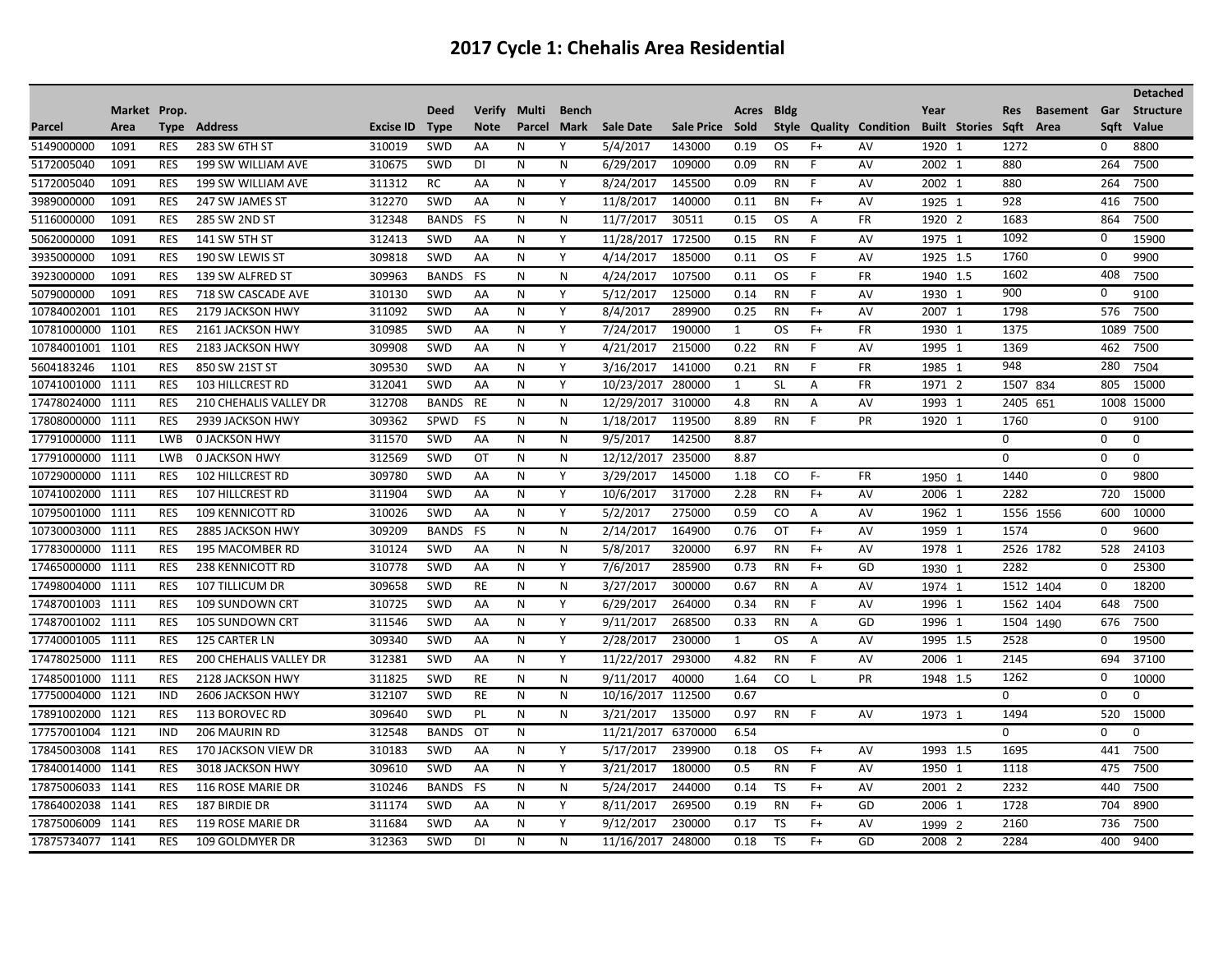# 2017 Cycle 1: Chehalis Area Residential

| Parcel | Market Area | Prop. Type | Address | Excise ID | Deed Type | Verify Note | Multi Parcel | Bench Mark | Sale Date | Sale Price | Acres Sold | Bldg Style | Quality | Condition | Year Built | Stories | Res Sqft | Basement Area | Gar Sqft | Detached Structure Value |
|---|---|---|---|---|---|---|---|---|---|---|---|---|---|---|---|---|---|---|---|---|
| 5149000000 | 1091 | RES | 283 SW 6TH ST | 310019 | SWD | AA | N | Y | 5/4/2017 | 143000 | 0.19 | OS | F+ | AV | 1920 | 1 | 1272 | | 0 | 8800 |
| 5172005040 | 1091 | RES | 199 SW WILLIAM AVE | 310675 | SWD | DI | N | N | 6/29/2017 | 109000 | 0.09 | RN | F | AV | 2002 | 1 | 880 | | 264 | 7500 |
| 5172005040 | 1091 | RES | 199 SW WILLIAM AVE | 311312 | RC | AA | N | Y | 8/24/2017 | 145500 | 0.09 | RN | F | AV | 2002 | 1 | 880 | | 264 | 7500 |
| 3989000000 | 1091 | RES | 247 SW JAMES ST | 312270 | SWD | AA | N | Y | 11/8/2017 | 140000 | 0.11 | BN | F+ | AV | 1925 | 1 | 928 | | 416 | 7500 |
| 5116000000 | 1091 | RES | 285 SW 2ND ST | 312348 | BANDS | FS | N | N | 11/7/2017 | 30511 | 0.15 | OS | A | FR | 1920 | 2 | 1683 | | 864 | 7500 |
| 5062000000 | 1091 | RES | 141 SW 5TH ST | 312413 | SWD | AA | N | Y | 11/28/2017 | 172500 | 0.15 | RN | F | AV | 1975 | 1 | 1092 | | 0 | 15900 |
| 3935000000 | 1091 | RES | 190 SW LEWIS ST | 309818 | SWD | AA | N | Y | 4/14/2017 | 185000 | 0.11 | OS | F | AV | 1925 | 1.5 | 1760 | | 0 | 9900 |
| 3923000000 | 1091 | RES | 139 SW ALFRED ST | 309963 | BANDS | FS | N | N | 4/24/2017 | 107500 | 0.11 | OS | F | FR | 1940 | 1.5 | 1602 | | 408 | 7500 |
| 5079000000 | 1091 | RES | 718 SW CASCADE AVE | 310130 | SWD | AA | N | Y | 5/12/2017 | 125000 | 0.14 | RN | F | AV | 1930 | 1 | 900 | | 0 | 9100 |
| 10784002001 | 1101 | RES | 2179 JACKSON HWY | 311092 | SWD | AA | N | Y | 8/4/2017 | 289900 | 0.25 | RN | F+ | AV | 2007 | 1 | 1798 | | 576 | 7500 |
| 10781000000 | 1101 | RES | 2161 JACKSON HWY | 310985 | SWD | AA | N | Y | 7/24/2017 | 190000 | 1 | OS | F+ | FR | 1930 | 1 | 1375 | | 1089 | 7500 |
| 10784001001 | 1101 | RES | 2183 JACKSON HWY | 309908 | SWD | AA | N | Y | 4/21/2017 | 215000 | 0.22 | RN | F | AV | 1995 | 1 | 1369 | | 462 | 7500 |
| 5604183246 | 1101 | RES | 850 SW 21ST ST | 309530 | SWD | AA | N | Y | 3/16/2017 | 141000 | 0.21 | RN | F | FR | 1985 | 1 | 948 | | 280 | 7504 |
| 10741001000 | 1111 | RES | 103 HILLCREST RD | 312041 | SWD | AA | N | Y | 10/23/2017 | 280000 | 1 | SL | A | FR | 1971 | 2 | 1507 | 834 | 805 | 15000 |
| 17478024000 | 1111 | RES | 210 CHEHALIS VALLEY DR | 312708 | BANDS | RE | N | N | 12/29/2017 | 310000 | 4.8 | RN | A | AV | 1993 | 1 | 2405 | 651 | 1008 | 15000 |
| 17808000000 | 1111 | RES | 2939 JACKSON HWY | 309362 | SPWD | FS | N | N | 1/18/2017 | 119500 | 8.89 | RN | F | PR | 1920 | 1 | 1760 | | 0 | 9100 |
| 17791000000 | 1111 | LWB | 0 JACKSON HWY | 311570 | SWD | AA | N | N | 9/5/2017 | 142500 | 8.87 | | | | | | 0 | | 0 | 0 |
| 17791000000 | 1111 | LWB | 0 JACKSON HWY | 312569 | SWD | OT | N | N | 12/12/2017 | 235000 | 8.87 | | | | | | 0 | | 0 | 0 |
| 10729000000 | 1111 | RES | 102 HILLCREST RD | 309780 | SWD | AA | N | Y | 3/29/2017 | 145000 | 1.18 | CO | F- | FR | 1950 | 1 | 1440 | | 0 | 9800 |
| 10741002000 | 1111 | RES | 107 HILLCREST RD | 311904 | SWD | AA | N | Y | 10/6/2017 | 317000 | 2.28 | RN | F+ | AV | 2006 | 1 | 2282 | | 720 | 15000 |
| 10795001000 | 1111 | RES | 109 KENNICOTT RD | 310026 | SWD | AA | N | Y | 5/2/2017 | 275000 | 0.59 | CO | A | AV | 1962 | 1 | 1556 | 1556 | 600 | 10000 |
| 10730003000 | 1111 | RES | 2885 JACKSON HWY | 309209 | BANDS | FS | N | N | 2/14/2017 | 164900 | 0.76 | OT | F+ | AV | 1959 | 1 | 1574 | | 0 | 9600 |
| 17783000000 | 1111 | RES | 195 MACOMBER RD | 310124 | SWD | AA | N | N | 5/8/2017 | 320000 | 6.97 | RN | F+ | AV | 1978 | 1 | 2526 | 1782 | 528 | 24103 |
| 17465000000 | 1111 | RES | 238 KENNICOTT RD | 310778 | SWD | AA | N | Y | 7/6/2017 | 285900 | 0.73 | RN | F+ | GD | 1930 | 1 | 2282 | | 0 | 25300 |
| 17498004000 | 1111 | RES | 107 TILLICUM DR | 309658 | SWD | RE | N | N | 3/27/2017 | 300000 | 0.67 | RN | A | AV | 1974 | 1 | 1512 | 1404 | 0 | 18200 |
| 17487001003 | 1111 | RES | 109 SUNDOWN CRT | 310725 | SWD | AA | N | Y | 6/29/2017 | 264000 | 0.34 | RN | F | AV | 1996 | 1 | 1562 | 1404 | 648 | 7500 |
| 17487001002 | 1111 | RES | 105 SUNDOWN CRT | 311546 | SWD | AA | N | Y | 9/11/2017 | 268500 | 0.33 | RN | A | GD | 1996 | 1 | 1504 | 1490 | 676 | 7500 |
| 17740001005 | 1111 | RES | 125 CARTER LN | 309340 | SWD | AA | N | Y | 2/28/2017 | 230000 | 1 | OS | A | AV | 1995 | 1.5 | 2528 | | 0 | 19500 |
| 17478025000 | 1111 | RES | 200 CHEHALIS VALLEY DR | 312381 | SWD | AA | N | Y | 11/22/2017 | 293000 | 4.82 | RN | F | AV | 2006 | 1 | 2145 | | 694 | 37100 |
| 17485001000 | 1111 | RES | 2128 JACKSON HWY | 311825 | SWD | RE | N | N | 9/11/2017 | 40000 | 1.64 | CO | L | PR | 1948 | 1.5 | 1262 | | 0 | 10000 |
| 17750004000 | 1121 | IND | 2606 JACKSON HWY | 312107 | SWD | RE | N | N | 10/16/2017 | 112500 | 0.67 | | | | | | 0 | | 0 | 0 |
| 17891002000 | 1121 | RES | 113 BOROVEC RD | 309640 | SWD | PL | N | N | 3/21/2017 | 135000 | 0.97 | RN | F | AV | 1973 | 1 | 1494 | | 520 | 15000 |
| 17757001004 | 1121 | IND | 206 MAURIN RD | 312548 | BANDS | OT | N | | 11/21/2017 | 6370000 | 6.54 | | | | | | 0 | | 0 | 0 |
| 17845003008 | 1141 | RES | 170 JACKSON VIEW DR | 310183 | SWD | AA | N | Y | 5/17/2017 | 239900 | 0.18 | OS | F+ | AV | 1993 | 1.5 | 1695 | | 441 | 7500 |
| 17840014000 | 1141 | RES | 3018 JACKSON HWY | 309610 | SWD | AA | N | Y | 3/21/2017 | 180000 | 0.5 | RN | F | AV | 1950 | 1 | 1118 | | 475 | 7500 |
| 17875006033 | 1141 | RES | 116 ROSE MARIE DR | 310246 | BANDS | FS | N | N | 5/24/2017 | 244000 | 0.14 | TS | F+ | AV | 2001 | 2 | 2232 | | 440 | 7500 |
| 17864002038 | 1141 | RES | 187 BIRDIE DR | 311174 | SWD | AA | N | Y | 8/11/2017 | 269500 | 0.19 | RN | F+ | GD | 2006 | 1 | 1728 | | 704 | 8900 |
| 17875006009 | 1141 | RES | 119 ROSE MARIE DR | 311684 | SWD | AA | N | Y | 9/12/2017 | 230000 | 0.17 | TS | F+ | AV | 1999 | 2 | 2160 | | 736 | 7500 |
| 17875734077 | 1141 | RES | 109 GOLDMYER DR | 312363 | SWD | DI | N | N | 11/16/2017 | 248000 | 0.18 | TS | F+ | GD | 2008 | 2 | 2284 | | 400 | 9400 |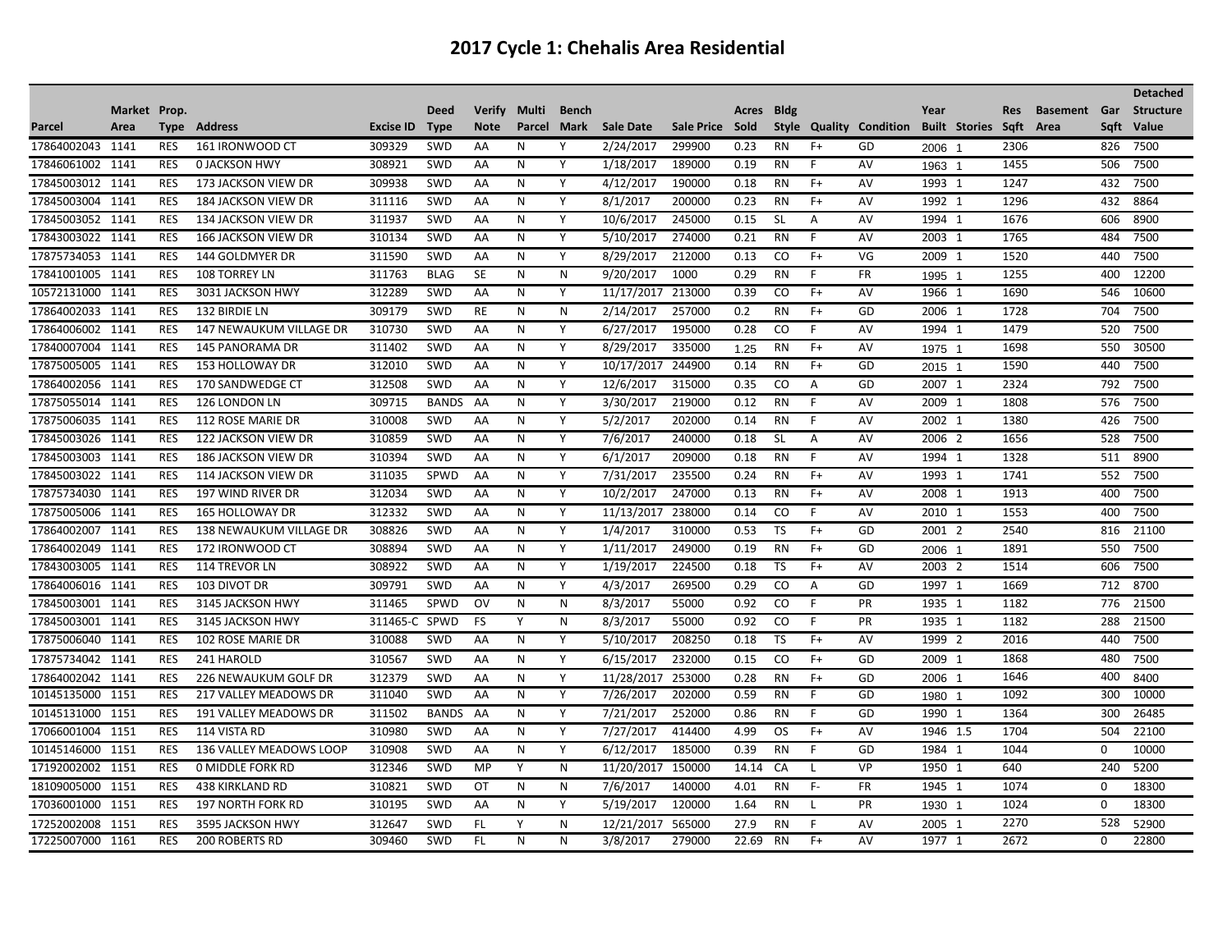# 2017 Cycle 1: Chehalis Area Residential

| Parcel | Market Area | Prop. Type | Address | Excise ID | Deed Type | Verify Note | Multi Parcel | Bench Mark | Sale Date | Sale Price | Acres Sold | Bldg Style | Quality | Condition | Year Built | Stories | Res Sqft | Basement Area | Gar Sqft | Detached Structure Value |
|---|---|---|---|---|---|---|---|---|---|---|---|---|---|---|---|---|---|---|---|---|
| 17864002043 | 1141 | RES | 161 IRONWOOD CT | 309329 | SWD | AA | N | Y | 2/24/2017 | 299900 | 0.23 | RN | F+ | GD | 2006 | 1 | 2306 | | 826 | 7500 |
| 17846061002 | 1141 | RES | 0 JACKSON HWY | 308921 | SWD | AA | N | Y | 1/18/2017 | 189000 | 0.19 | RN | F | AV | 1963 | 1 | 1455 | | 506 | 7500 |
| 17845003012 | 1141 | RES | 173 JACKSON VIEW DR | 309938 | SWD | AA | N | Y | 4/12/2017 | 190000 | 0.18 | RN | F+ | AV | 1993 | 1 | 1247 | | 432 | 7500 |
| 17845003004 | 1141 | RES | 184 JACKSON VIEW DR | 311116 | SWD | AA | N | Y | 8/1/2017 | 200000 | 0.23 | RN | F+ | AV | 1992 | 1 | 1296 | | 432 | 8864 |
| 17845003052 | 1141 | RES | 134 JACKSON VIEW DR | 311937 | SWD | AA | N | Y | 10/6/2017 | 245000 | 0.15 | SL | A | AV | 1994 | 1 | 1676 | | 606 | 8900 |
| 17843003022 | 1141 | RES | 166 JACKSON VIEW DR | 310134 | SWD | AA | N | Y | 5/10/2017 | 274000 | 0.21 | RN | F | AV | 2003 | 1 | 1765 | | 484 | 7500 |
| 17875734053 | 1141 | RES | 144 GOLDMYER DR | 311590 | SWD | AA | N | Y | 8/29/2017 | 212000 | 0.13 | CO | F+ | VG | 2009 | 1 | 1520 | | 440 | 7500 |
| 17841001005 | 1141 | RES | 108 TORREY LN | 311763 | BLAG | SE | N | N | 9/20/2017 | 1000 | 0.29 | RN | F | FR | 1995 | 1 | 1255 | | 400 | 12200 |
| 10572131000 | 1141 | RES | 3031 JACKSON HWY | 312289 | SWD | AA | N | Y | 11/17/2017 | 213000 | 0.39 | CO | F+ | AV | 1966 | 1 | 1690 | | 546 | 10600 |
| 17864002033 | 1141 | RES | 132 BIRDIE LN | 309179 | SWD | RE | N | N | 2/14/2017 | 257000 | 0.2 | RN | F+ | GD | 2006 | 1 | 1728 | | 704 | 7500 |
| 17864006002 | 1141 | RES | 147 NEWAUKUM VILLAGE DR | 310730 | SWD | AA | N | Y | 6/27/2017 | 195000 | 0.28 | CO | F | AV | 1994 | 1 | 1479 | | 520 | 7500 |
| 17840007004 | 1141 | RES | 145 PANORAMA DR | 311402 | SWD | AA | N | Y | 8/29/2017 | 335000 | 1.25 | RN | F+ | AV | 1975 | 1 | 1698 | | 550 | 30500 |
| 17875005005 | 1141 | RES | 153 HOLLOWAY DR | 312010 | SWD | AA | N | Y | 10/17/2017 | 244900 | 0.14 | RN | F+ | GD | 2015 | 1 | 1590 | | 440 | 7500 |
| 17864002056 | 1141 | RES | 170 SANDWEDGE CT | 312508 | SWD | AA | N | Y | 12/6/2017 | 315000 | 0.35 | CO | A | GD | 2007 | 1 | 2324 | | 792 | 7500 |
| 17875055014 | 1141 | RES | 126 LONDON LN | 309715 | BANDS | AA | N | Y | 3/30/2017 | 219000 | 0.12 | RN | F | AV | 2009 | 1 | 1808 | | 576 | 7500 |
| 17875006035 | 1141 | RES | 112 ROSE MARIE DR | 310008 | SWD | AA | N | Y | 5/2/2017 | 202000 | 0.14 | RN | F | AV | 2002 | 1 | 1380 | | 426 | 7500 |
| 17845003026 | 1141 | RES | 122 JACKSON VIEW DR | 310859 | SWD | AA | N | Y | 7/6/2017 | 240000 | 0.18 | SL | A | AV | 2006 | 2 | 1656 | | 528 | 7500 |
| 17845003003 | 1141 | RES | 186 JACKSON VIEW DR | 310394 | SWD | AA | N | Y | 6/1/2017 | 209000 | 0.18 | RN | F | AV | 1994 | 1 | 1328 | | 511 | 8900 |
| 17845003022 | 1141 | RES | 114 JACKSON VIEW DR | 311035 | SPWD | AA | N | Y | 7/31/2017 | 235500 | 0.24 | RN | F+ | AV | 1993 | 1 | 1741 | | 552 | 7500 |
| 17875734030 | 1141 | RES | 197 WIND RIVER DR | 312034 | SWD | AA | N | Y | 10/2/2017 | 247000 | 0.13 | RN | F+ | AV | 2008 | 1 | 1913 | | 400 | 7500 |
| 17875005006 | 1141 | RES | 155 HOLLOWAY DR | 312332 | SWD | AA | N | Y | 11/13/2017 | 238000 | 0.14 | CO | F | AV | 2010 | 1 | 1553 | | 400 | 7500 |
| 17864002007 | 1141 | RES | 138 NEWAUKUM VILLAGE DR | 308826 | SWD | AA | N | Y | 1/4/2017 | 310000 | 0.53 | TS | F+ | GD | 2001 | 2 | 2540 | | 816 | 21100 |
| 17864002049 | 1141 | RES | 172 IRONWOOD CT | 308894 | SWD | AA | N | Y | 1/11/2017 | 249000 | 0.19 | RN | F+ | GD | 2006 | 1 | 1891 | | 550 | 7500 |
| 17843003005 | 1141 | RES | 114 TREVOR LN | 308922 | SWD | AA | N | Y | 1/19/2017 | 224500 | 0.18 | TS | F+ | AV | 2003 | 2 | 1514 | | 606 | 7500 |
| 17864006016 | 1141 | RES | 103 DIVOT DR | 309791 | SWD | AA | N | Y | 4/3/2017 | 269500 | 0.29 | CO | A | GD | 1997 | 1 | 1669 | | 712 | 8700 |
| 17845003001 | 1141 | RES | 3145 JACKSON HWY | 311465 | SPWD | OV | N | N | 8/3/2017 | 55000 | 0.92 | CO | F | PR | 1935 | 1 | 1182 | | 776 | 21500 |
| 17845003001 | 1141 | RES | 3145 JACKSON HWY | 311465-C | SPWD | FS | Y | N | 8/3/2017 | 55000 | 0.92 | CO | F | PR | 1935 | 1 | 1182 | | 288 | 21500 |
| 17875006040 | 1141 | RES | 102 ROSE MARIE DR | 310088 | SWD | AA | N | Y | 5/10/2017 | 208250 | 0.18 | TS | F+ | AV | 1999 | 2 | 2016 | | 440 | 7500 |
| 17875734042 | 1141 | RES | 241 HAROLD | 310567 | SWD | AA | N | Y | 6/15/2017 | 232000 | 0.15 | CO | F+ | GD | 2009 | 1 | 1868 | | 480 | 7500 |
| 17864002042 | 1141 | RES | 226 NEWAUKUM GOLF DR | 312379 | SWD | AA | N | Y | 11/28/2017 | 253000 | 0.28 | RN | F+ | GD | 2006 | 1 | 1646 | | 400 | 8400 |
| 10145135000 | 1151 | RES | 217 VALLEY MEADOWS DR | 311040 | SWD | AA | N | Y | 7/26/2017 | 202000 | 0.59 | RN | F | GD | 1980 | 1 | 1092 | | 300 | 10000 |
| 10145131000 | 1151 | RES | 191 VALLEY MEADOWS DR | 311502 | BANDS | AA | N | Y | 7/21/2017 | 252000 | 0.86 | RN | F | GD | 1990 | 1 | 1364 | | 300 | 26485 |
| 17066001004 | 1151 | RES | 114 VISTA RD | 310980 | SWD | AA | N | Y | 7/27/2017 | 414400 | 4.99 | OS | F+ | AV | 1946 | 1.5 | 1704 | | 504 | 22100 |
| 10145146000 | 1151 | RES | 136 VALLEY MEADOWS LOOP | 310908 | SWD | AA | N | Y | 6/12/2017 | 185000 | 0.39 | RN | F | GD | 1984 | 1 | 1044 | | 0 | 10000 |
| 17192002002 | 1151 | RES | 0 MIDDLE FORK RD | 312346 | SWD | MP | Y | N | 11/20/2017 | 150000 | 14.14 | CA | L | VP | 1950 | 1 | 640 | | 240 | 5200 |
| 18109005000 | 1151 | RES | 438 KIRKLAND RD | 310821 | SWD | OT | N | N | 7/6/2017 | 140000 | 4.01 | RN | F- | FR | 1945 | 1 | 1074 | | 0 | 18300 |
| 17036001000 | 1151 | RES | 197 NORTH FORK RD | 310195 | SWD | AA | N | Y | 5/19/2017 | 120000 | 1.64 | RN | L | PR | 1930 | 1 | 1024 | | 0 | 18300 |
| 17252002008 | 1151 | RES | 3595 JACKSON HWY | 312647 | SWD | FL | Y | N | 12/21/2017 | 565000 | 27.9 | RN | F | AV | 2005 | 1 | 2270 | | 528 | 52900 |
| 17225007000 | 1161 | RES | 200 ROBERTS RD | 309460 | SWD | FL | N | N | 3/8/2017 | 279000 | 22.69 | RN | F+ | AV | 1977 | 1 | 2672 | | 0 | 22800 |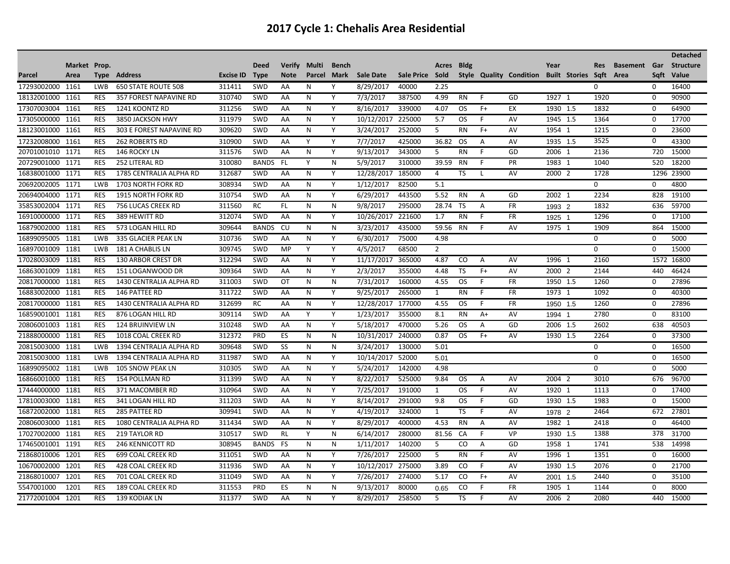# 2017 Cycle 1: Chehalis Area Residential

| Parcel | Market Area | Prop. Type | Address | Excise ID | Deed Type | Verify Note | Multi Parcel | Bench Mark | Sale Date | Sale Price | Acres Sold | Bldg Style | Quality | Condition | Year Built | Stories | Res Sqft | Basement Area | Gar Sqft | Detached Structure Value |
|---|---|---|---|---|---|---|---|---|---|---|---|---|---|---|---|---|---|---|---|---|
| 17293002000 | 1161 | LWB | 650 STATE ROUTE 508 | 311411 | SWD | AA | N | Y | 8/29/2017 | 40000 | 2.25 | | | | | | 0 | | 0 | 16400 |
| 18132001000 | 1161 | RES | 357 FOREST NAPAVINE RD | 310740 | SWD | AA | N | Y | 7/3/2017 | 387500 | 4.99 | RN | F | GD | 1927 | 1 | 1920 | | 0 | 90900 |
| 17307003004 | 1161 | RES | 1241 KOONTZ RD | 311256 | SWD | AA | N | Y | 8/16/2017 | 339000 | 4.07 | OS | F+ | EX | 1930 | 1.5 | 1832 | | 0 | 64900 |
| 17305000000 | 1161 | RES | 3850 JACKSON HWY | 311979 | SWD | AA | N | Y | 10/12/2017 | 225000 | 5.7 | OS | F | AV | 1945 | 1.5 | 1364 | | 0 | 17700 |
| 18123001000 | 1161 | RES | 303 E FOREST NAPAVINE RD | 309620 | SWD | AA | N | Y | 3/24/2017 | 252000 | 5 | RN | F+ | AV | 1954 | 1 | 1215 | | 0 | 23600 |
| 17232008000 | 1161 | RES | 262 ROBERTS RD | 310900 | SWD | AA | Y | Y | 7/7/2017 | 425000 | 36.82 | OS | A | AV | 1935 | 1.5 | 3525 | | 0 | 43300 |
| 20701001010 | 1171 | RES | 146 ROCKY LN | 311576 | SWD | AA | N | Y | 9/13/2017 | 343000 | 5 | RN | F | GD | 2006 | 1 | 2136 | | 720 | 15000 |
| 20729001000 | 1171 | RES | 252 LITERAL RD | 310080 | BANDS | FL | Y | N | 5/9/2017 | 310000 | 39.59 | RN | F | PR | 1983 | 1 | 1040 | | 520 | 18200 |
| 16838001000 | 1171 | RES | 1785 CENTRALIA ALPHA RD | 312687 | SWD | AA | N | Y | 12/28/2017 | 185000 | 4 | TS | L | AV | 2000 | 2 | 1728 | | 1296 | 23900 |
| 20692002005 | 1171 | LWB | 1703 NORTH FORK RD | 308934 | SWD | AA | N | Y | 1/12/2017 | 82500 | 5.1 | | | | | | 0 | | 0 | 4800 |
| 20694004000 | 1171 | RES | 1915 NORTH FORK RD | 310754 | SWD | AA | N | Y | 6/29/2017 | 443500 | 5.52 | RN | A | GD | 2002 | 1 | 2234 | | 828 | 19100 |
| 35853002004 | 1171 | RES | 756 LUCAS CREEK RD | 311560 | RC | FL | N | N | 9/8/2017 | 295000 | 28.74 | TS | A | FR | 1993 | 2 | 1832 | | 636 | 59700 |
| 16910000000 | 1171 | RES | 389 HEWITT RD | 312074 | SWD | AA | N | Y | 10/26/2017 | 221600 | 1.7 | RN | F | FR | 1925 | 1 | 1296 | | 0 | 17100 |
| 16879002000 | 1181 | RES | 573 LOGAN HILL RD | 309644 | BANDS | CU | N | N | 3/23/2017 | 435000 | 59.56 | RN | F | AV | 1975 | 1 | 1909 | | 864 | 15000 |
| 16899095005 | 1181 | LWB | 335 GLACIER PEAK LN | 310736 | SWD | AA | N | Y | 6/30/2017 | 75000 | 4.98 | | | | | | 0 | | 0 | 5000 |
| 16897001009 | 1181 | LWB | 181 A CHABLIS LN | 309745 | SWD | MP | Y | Y | 4/5/2017 | 68500 | 2 | | | | | | 0 | | 0 | 15000 |
| 17028003009 | 1181 | RES | 130 ARBOR CREST DR | 312294 | SWD | AA | N | Y | 11/17/2017 | 365000 | 4.87 | CO | A | AV | 1996 | 1 | 2160 | | 1572 | 16800 |
| 16863001009 | 1181 | RES | 151 LOGANWOOD DR | 309364 | SWD | AA | N | Y | 2/3/2017 | 355000 | 4.48 | TS | F+ | AV | 2000 | 2 | 2144 | | 440 | 46424 |
| 20817000000 | 1181 | RES | 1430 CENTRALIA ALPHA RD | 311003 | SWD | OT | N | N | 7/31/2017 | 160000 | 4.55 | OS | F | FR | 1950 | 1.5 | 1260 | | 0 | 27896 |
| 16883002000 | 1181 | RES | 146 PATTEE RD | 311722 | SWD | AA | N | Y | 9/25/2017 | 265000 | 1 | RN | F | FR | 1973 | 1 | 1092 | | 0 | 40300 |
| 20817000000 | 1181 | RES | 1430 CENTRALIA ALPHA RD | 312699 | RC | AA | N | Y | 12/28/2017 | 177000 | 4.55 | OS | F | FR | 1950 | 1.5 | 1260 | | 0 | 27896 |
| 16859001001 | 1181 | RES | 876 LOGAN HILL RD | 309114 | SWD | AA | Y | Y | 1/23/2017 | 355000 | 8.1 | RN | A+ | AV | 1994 | 1 | 2780 | | 0 | 83100 |
| 20806001003 | 1181 | RES | 124 BRUINVIEW LN | 310248 | SWD | AA | N | Y | 5/18/2017 | 470000 | 5.26 | OS | A | GD | 2006 | 1.5 | 2602 | | 638 | 40503 |
| 21888000000 | 1181 | RES | 1018 COAL CREEK RD | 312372 | PRD | ES | N | N | 10/31/2017 | 240000 | 0.87 | OS | F+ | AV | 1930 | 1.5 | 2264 | | 0 | 37300 |
| 20815003000 | 1181 | LWB | 1394 CENTRALIA ALPHA RD | 309648 | SWD | SS | N | N | 3/24/2017 | 130000 | 5.01 | | | | | | 0 | | 0 | 16500 |
| 20815003000 | 1181 | LWB | 1394 CENTRALIA ALPHA RD | 311987 | SWD | AA | N | Y | 10/14/2017 | 52000 | 5.01 | | | | | | 0 | | 0 | 16500 |
| 16899095002 | 1181 | LWB | 105 SNOW PEAK LN | 310305 | SWD | AA | N | Y | 5/24/2017 | 142000 | 4.98 | | | | | | 0 | | 0 | 5000 |
| 16866001000 | 1181 | RES | 154 POLLMAN RD | 311399 | SWD | AA | N | Y | 8/22/2017 | 525000 | 9.84 | OS | A | AV | 2004 | 2 | 3010 | | 676 | 96700 |
| 17444000000 | 1181 | RES | 371 MACOMBER RD | 310964 | SWD | AA | N | Y | 7/25/2017 | 191000 | 1 | OS | F | AV | 1920 | 1 | 1113 | | 0 | 17400 |
| 17810003000 | 1181 | RES | 341 LOGAN HILL RD | 311203 | SWD | AA | N | Y | 8/14/2017 | 291000 | 9.8 | OS | F | GD | 1930 | 1.5 | 1983 | | 0 | 15000 |
| 16872002000 | 1181 | RES | 285 PATTEE RD | 309941 | SWD | AA | N | Y | 4/19/2017 | 324000 | 1 | TS | F | AV | 1978 | 2 | 2464 | | 672 | 27801 |
| 20806003000 | 1181 | RES | 1080 CENTRALIA ALPHA RD | 311434 | SWD | AA | N | Y | 8/29/2017 | 400000 | 4.53 | RN | A | AV | 1982 | 1 | 2418 | | 0 | 46400 |
| 17027002000 | 1181 | RES | 219 TAYLOR RD | 310517 | SWD | RL | Y | N | 6/14/2017 | 280000 | 81.56 | CA | F | VP | 1930 | 1.5 | 1388 | | 378 | 31700 |
| 17465001001 | 1191 | RES | 246 KENNICOTT RD | 308945 | BANDS | FS | N | N | 1/11/2017 | 140200 | 5 | CO | A | GD | 1958 | 1 | 1741 | | 538 | 14998 |
| 21868010006 | 1201 | RES | 699 COAL CREEK RD | 311051 | SWD | AA | N | Y | 7/26/2017 | 225000 | 5 | RN | F | AV | 1996 | 1 | 1351 | | 0 | 16000 |
| 10670002000 | 1201 | RES | 428 COAL CREEK RD | 311936 | SWD | AA | N | Y | 10/12/2017 | 275000 | 3.89 | CO | F | AV | 1930 | 1.5 | 2076 | | 0 | 21700 |
| 21868010007 | 1201 | RES | 701 COAL CREEK RD | 311049 | SWD | AA | N | Y | 7/26/2017 | 274000 | 5.17 | CO | F+ | AV | 2001 | 1.5 | 2440 | | 0 | 35100 |
| 5547001000 | 1201 | RES | 189 COAL CREEK RD | 311553 | PRD | ES | N | N | 9/13/2017 | 80000 | 0.65 | CO | F | FR | 1905 | 1 | 1144 | | 0 | 8000 |
| 21772001004 | 1201 | RES | 139 KODIAK LN | 311377 | SWD | AA | N | Y | 8/29/2017 | 258500 | 5 | TS | F | AV | 2006 | 2 | 2080 | | 440 | 15000 |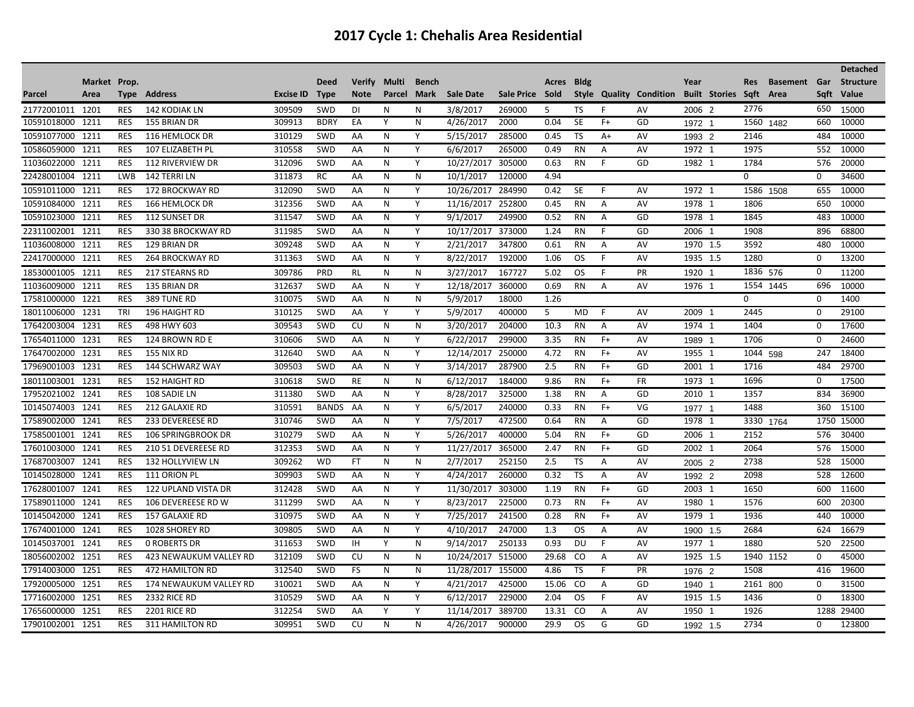# 2017 Cycle 1: Chehalis Area Residential

| Parcel | Market Area | Prop. Type | Address | Excise ID | Deed Type | Verify Note | Multi Parcel | Bench Mark | Sale Date | Sale Price | Acres Sold | Bldg Style | Quality | Condition | Year Built | Stories | Res Sqft | Basement Area | Gar Sqft | Detached Structure Value |
|---|---|---|---|---|---|---|---|---|---|---|---|---|---|---|---|---|---|---|---|---|
| 21772001011 | 1201 | RES | 142 KODIAK LN | 309509 | SWD | DI | N | N | 3/8/2017 | 269000 | 5 | TS | F | AV | 2006 | 2 | 2776 | | 650 | 15000 |
| 10591018000 | 1211 | RES | 155 BRIAN DR | 309913 | BDRY | EA | Y | N | 4/26/2017 | 2000 | 0.04 | SE | F+ | GD | 1972 | 1 | 1560 | 1482 | 660 | 10000 |
| 10591077000 | 1211 | RES | 116 HEMLOCK DR | 310129 | SWD | AA | N | Y | 5/15/2017 | 285000 | 0.45 | TS | A+ | AV | 1993 | 2 | 2146 | | 484 | 10000 |
| 10586059000 | 1211 | RES | 107 ELIZABETH PL | 310558 | SWD | AA | N | Y | 6/6/2017 | 265000 | 0.49 | RN | A | AV | 1972 | 1 | 1975 | | 552 | 10000 |
| 11036022000 | 1211 | RES | 112 RIVERVIEW DR | 312096 | SWD | AA | N | Y | 10/27/2017 | 305000 | 0.63 | RN | F | GD | 1982 | 1 | 1784 | | 576 | 20000 |
| 22428001004 | 1211 | LWB | 142 TERRI LN | 311873 | RC | AA | N | N | 10/1/2017 | 120000 | 4.94 | | | | | | 0 | | 0 | 34600 |
| 10591011000 | 1211 | RES | 172 BROCKWAY RD | 312090 | SWD | AA | N | Y | 10/26/2017 | 284990 | 0.42 | SE | F | AV | 1972 | 1 | 1586 | 1508 | 655 | 10000 |
| 10591084000 | 1211 | RES | 166 HEMLOCK DR | 312356 | SWD | AA | N | Y | 11/16/2017 | 252800 | 0.45 | RN | A | AV | 1978 | 1 | 1806 | | 650 | 10000 |
| 10591023000 | 1211 | RES | 112 SUNSET DR | 311547 | SWD | AA | N | Y | 9/1/2017 | 249900 | 0.52 | RN | A | GD | 1978 | 1 | 1845 | | 483 | 10000 |
| 22311002001 | 1211 | RES | 330 38 BROCKWAY RD | 311985 | SWD | AA | N | Y | 10/17/2017 | 373000 | 1.24 | RN | F | GD | 2006 | 1 | 1908 | | 896 | 68800 |
| 11036008000 | 1211 | RES | 129 BRIAN DR | 309248 | SWD | AA | N | Y | 2/21/2017 | 347800 | 0.61 | RN | A | AV | 1970 | 1.5 | 3592 | | 480 | 10000 |
| 22417000000 | 1211 | RES | 264 BROCKWAY RD | 311363 | SWD | AA | N | Y | 8/22/2017 | 192000 | 1.06 | OS | F | AV | 1935 | 1.5 | 1280 | | 0 | 13200 |
| 18530001005 | 1211 | RES | 217 STEARNS RD | 309786 | PRD | RL | N | N | 3/27/2017 | 167727 | 5.02 | OS | F | PR | 1920 | 1 | 1836 | 576 | 0 | 11200 |
| 11036009000 | 1211 | RES | 135 BRIAN DR | 312637 | SWD | AA | N | Y | 12/18/2017 | 360000 | 0.69 | RN | A | AV | 1976 | 1 | 1554 | 1445 | 696 | 10000 |
| 17581000000 | 1221 | RES | 389 TUNE RD | 310075 | SWD | AA | N | N | 5/9/2017 | 18000 | 1.26 | | | | | | 0 | | 0 | 1400 |
| 18011006000 | 1231 | TRI | 196 HAIGHT RD | 310125 | SWD | AA | Y | Y | 5/9/2017 | 400000 | 5 | MD | F | AV | 2009 | 1 | 2445 | | 0 | 29100 |
| 17642003004 | 1231 | RES | 498 HWY 603 | 309543 | SWD | CU | N | N | 3/20/2017 | 204000 | 10.3 | RN | A | AV | 1974 | 1 | 1404 | | 0 | 17600 |
| 17654011000 | 1231 | RES | 124 BROWN RD E | 310606 | SWD | AA | N | Y | 6/22/2017 | 299000 | 3.35 | RN | F+ | AV | 1989 | 1 | 1706 | | 0 | 24600 |
| 17647002000 | 1231 | RES | 155 NIX RD | 312640 | SWD | AA | N | Y | 12/14/2017 | 250000 | 4.72 | RN | F+ | AV | 1955 | 1 | 1044 | 598 | 247 | 18400 |
| 17969001003 | 1231 | RES | 144 SCHWARZ WAY | 309503 | SWD | AA | N | Y | 3/14/2017 | 287900 | 2.5 | RN | F+ | GD | 2001 | 1 | 1716 | | 484 | 29700 |
| 18011003001 | 1231 | RES | 152 HAIGHT RD | 310618 | SWD | RE | N | N | 6/12/2017 | 184000 | 9.86 | RN | F+ | FR | 1973 | 1 | 1696 | | 0 | 17500 |
| 17952021002 | 1241 | RES | 108 SADIE LN | 311380 | SWD | AA | N | Y | 8/28/2017 | 325000 | 1.38 | RN | A | GD | 2010 | 1 | 1357 | | 834 | 36900 |
| 10145074003 | 1241 | RES | 212 GALAXIE RD | 310591 | BANDS | AA | N | Y | 6/5/2017 | 240000 | 0.33 | RN | F+ | VG | 1977 | 1 | 1488 | | 360 | 15100 |
| 17589002000 | 1241 | RES | 233 DEVEREESE RD | 310746 | SWD | AA | N | Y | 7/5/2017 | 472500 | 0.64 | RN | A | GD | 1978 | 1 | 3330 | 1764 | 1750 | 15000 |
| 17585001001 | 1241 | RES | 106 SPRINGBROOK DR | 310279 | SWD | AA | N | Y | 5/26/2017 | 400000 | 5.04 | RN | F+ | GD | 2006 | 1 | 2152 | | 576 | 30400 |
| 17601003000 | 1241 | RES | 210 51 DEVEREESE RD | 312353 | SWD | AA | N | Y | 11/27/2017 | 365000 | 2.47 | RN | F+ | GD | 2002 | 1 | 2064 | | 576 | 15000 |
| 17687003007 | 1241 | RES | 132 HOLLYVIEW LN | 309262 | WD | FT | N | N | 2/7/2017 | 252150 | 2.5 | TS | A | AV | 2005 | 2 | 2738 | | 528 | 15000 |
| 10145028000 | 1241 | RES | 111 ORION PL | 309903 | SWD | AA | N | Y | 4/24/2017 | 260000 | 0.32 | TS | A | AV | 1992 | 2 | 2098 | | 528 | 12600 |
| 17628001007 | 1241 | RES | 122 UPLAND VISTA DR | 312428 | SWD | AA | N | Y | 11/30/2017 | 303000 | 1.19 | RN | F+ | GD | 2003 | 1 | 1650 | | 600 | 11600 |
| 17589011000 | 1241 | RES | 106 DEVEREESE RD W | 311299 | SWD | AA | N | Y | 8/23/2017 | 225000 | 0.73 | RN | F+ | AV | 1980 | 1 | 1576 | | 600 | 20300 |
| 10145042000 | 1241 | RES | 157 GALAXIE RD | 310975 | SWD | AA | N | Y | 7/25/2017 | 241500 | 0.28 | RN | F+ | AV | 1979 | 1 | 1936 | | 440 | 10000 |
| 17674001000 | 1241 | RES | 1028 SHOREY RD | 309805 | SWD | AA | N | Y | 4/10/2017 | 247000 | 1.3 | OS | A | AV | 1900 | 1.5 | 2684 | | 624 | 16679 |
| 10145037001 | 1241 | RES | 0 ROBERTS DR | 311653 | SWD | IH | Y | N | 9/14/2017 | 250133 | 0.93 | DU | F | AV | 1977 | 1 | 1880 | | 520 | 22500 |
| 18056002002 | 1251 | RES | 423 NEWAUKUM VALLEY RD | 312109 | SWD | CU | N | N | 10/24/2017 | 515000 | 29.68 | CO | A | AV | 1925 | 1.5 | 1940 | 1152 | 0 | 45000 |
| 17914003000 | 1251 | RES | 472 HAMILTON RD | 312540 | SWD | FS | N | N | 11/28/2017 | 155000 | 4.86 | TS | F | PR | 1976 | 2 | 1508 | | 416 | 19600 |
| 17920005000 | 1251 | RES | 174 NEWAUKUM VALLEY RD | 310021 | SWD | AA | N | Y | 4/21/2017 | 425000 | 15.06 | CO | A | GD | 1940 | 1 | 2161 | 800 | 0 | 31500 |
| 17716002000 | 1251 | RES | 2332 RICE RD | 310529 | SWD | AA | N | Y | 6/12/2017 | 229000 | 2.04 | OS | F | AV | 1915 | 1.5 | 1436 | | 0 | 18300 |
| 17656000000 | 1251 | RES | 2201 RICE RD | 312254 | SWD | AA | Y | Y | 11/14/2017 | 389700 | 13.31 | CO | A | AV | 1950 | 1 | 1926 | | 1288 | 29400 |
| 17901002001 | 1251 | RES | 311 HAMILTON RD | 309951 | SWD | CU | N | N | 4/26/2017 | 900000 | 29.9 | OS | G | GD | 1992 | 1.5 | 2734 | | 0 | 123800 |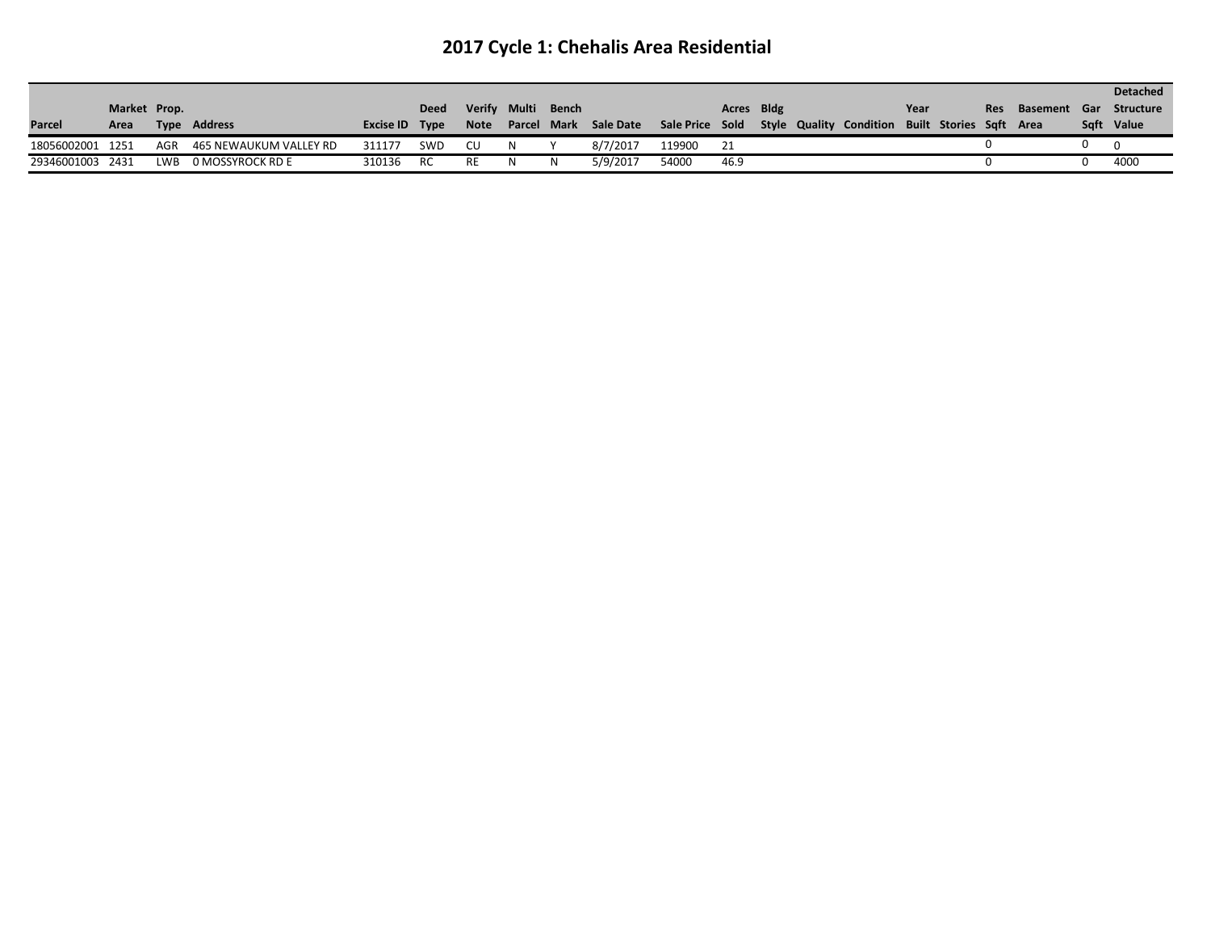# 2017 Cycle 1: Chehalis Area Residential

| Parcel | Market Area | Prop. Type | Address | Excise ID | Deed Type | Verify Note | Multi Parcel | Bench Mark | Sale Date | Sale Price | Acres Sold | Bldg Style | Quality | Condition | Year Built | Stories | Res Sqft | Basement Area | Gar Sqft | Detached Structure Value |
|---|---|---|---|---|---|---|---|---|---|---|---|---|---|---|---|---|---|---|---|---|
| 18056002001 | 1251 | AGR | 465 NEWAUKUM VALLEY RD | 311177 | SWD | CU | N | Y | 8/7/2017 | 119900 | 21 | | | | | | 0 | | 0 | 0 |
| 29346001003 | 2431 | LWB | 0 MOSSYROCK RD E | 310136 | RC | RE | N | N | 5/9/2017 | 54000 | 46.9 | | | | | | 0 | | 0 | 4000 |